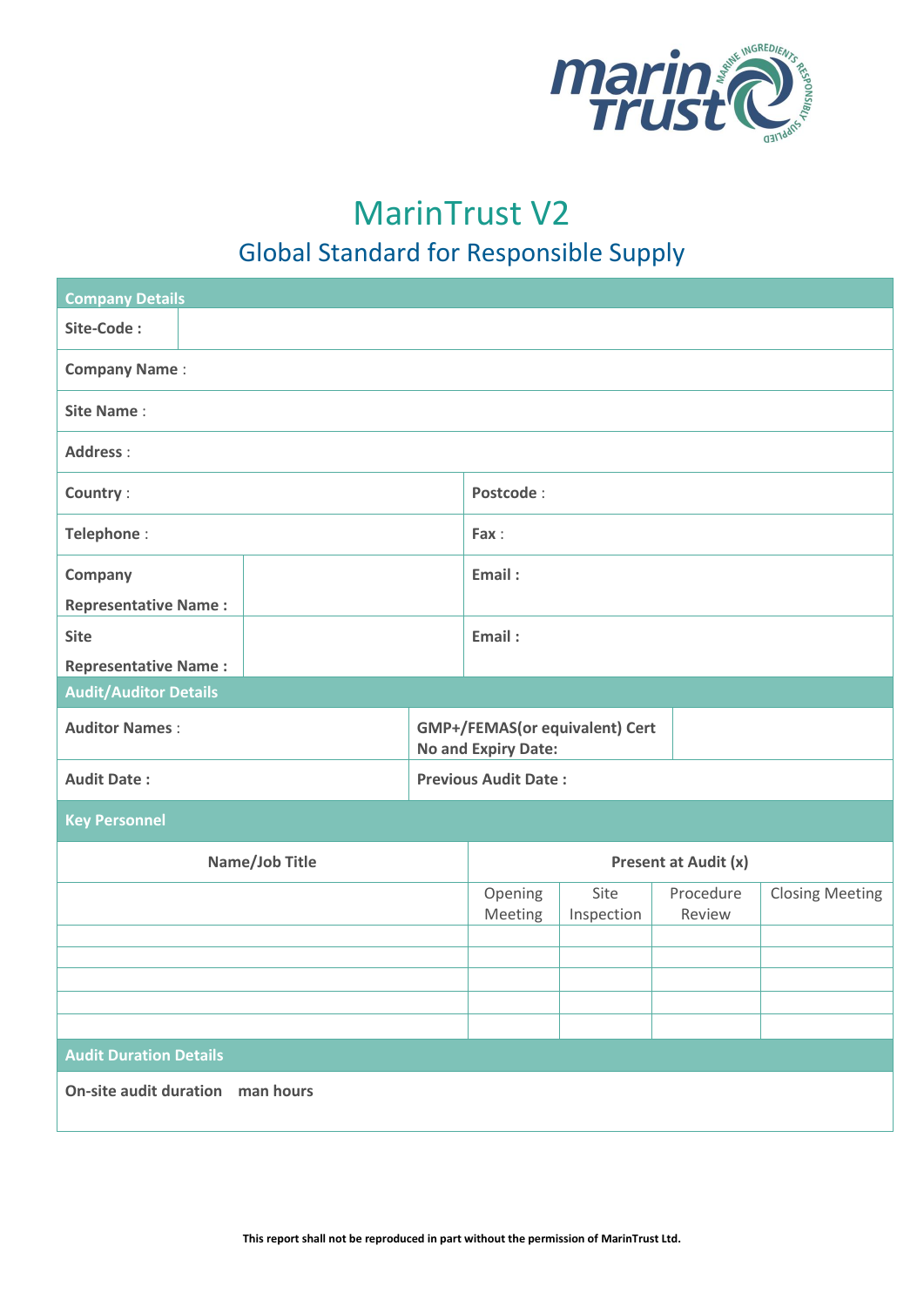# MarinTrust V2

## Global Standard for Responsible Supply

| Company Details | | | |
|---|---|---|---|
| **Site-Code :** | | | |
| **Company Name** : | | | |
| **Site Name** : | | | |
| **Address** : | | | |
| **Country** : | | **Postcode** : | |
| **Telephone** : | | **Fax** : | |
| **Company Representative Name :** | | **Email :** | |
| **Site Representative Name :** | | **Email :** | |

| Audit/Auditor Details | | | |
|---|---|---|---|
| **Auditor Names** : | | **GMP+/FEMAS(or equivalent) Cert No and Expiry Date:** | |
| **Audit Date :** | | **Previous Audit Date :** | |

| Key Personnel | | | | |
|---|---|---|---|---|
| **Name/Job Title** | **Present at Audit (x)** | | | |
| | Opening Meeting | Site Inspection | Procedure Review | Closing Meeting |
| | | | | |
| | | | | |
| | | | | |
| | | | | |
| | | | | |

| Audit Duration Details |
|---|
| **On-site audit duration man hours** |

**This report shall not be reproduced in part without the permission of MarinTrust Ltd.**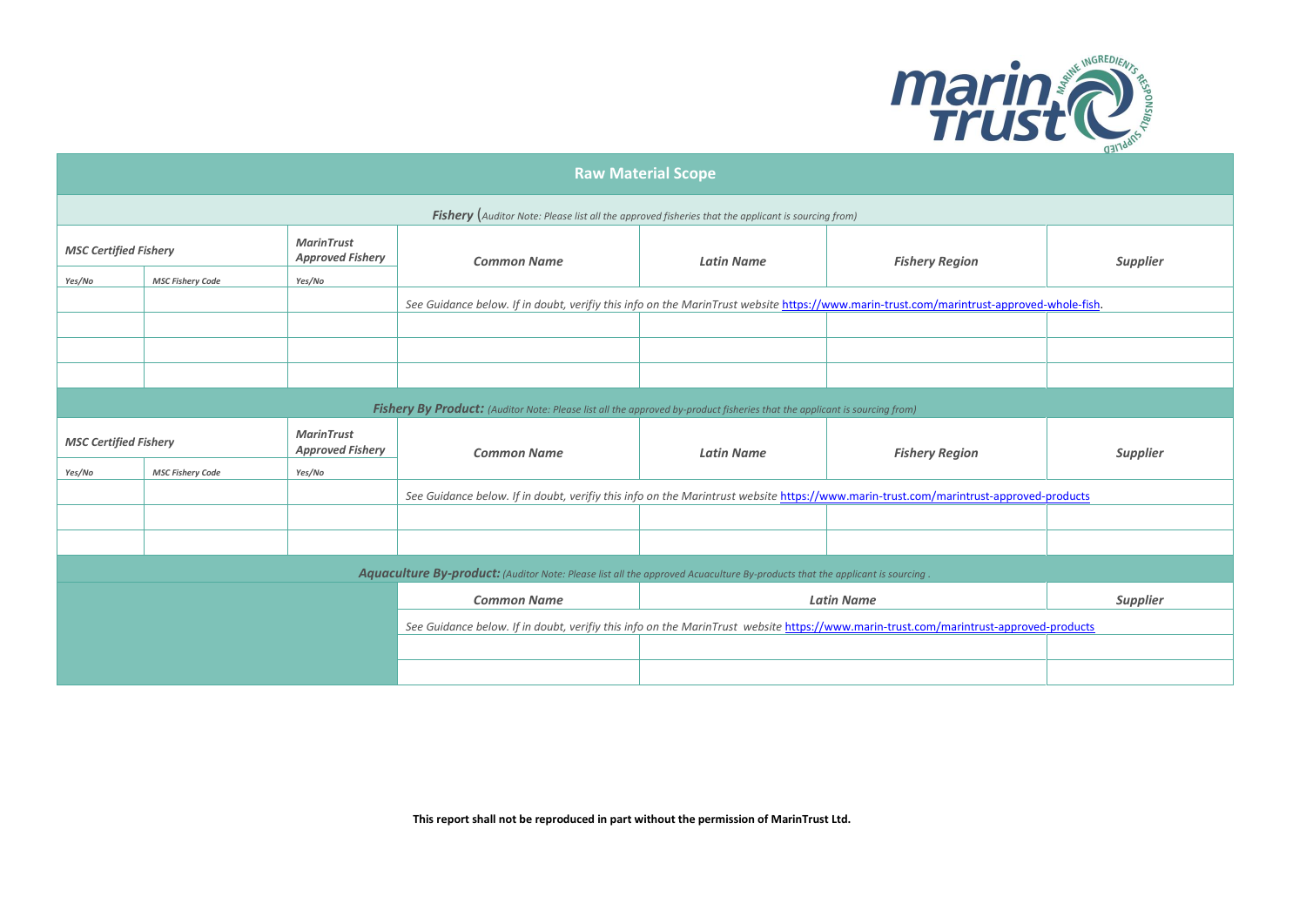## Raw Material Scope

***Fishery*** (*Auditor Note: Please list all the approved fisheries that the applicant is sourcing from)*

| *MSC Certified Fishery* | | *MarinTrust Approved Fishery* | *Common Name* | *Latin Name* | *Fishery Region* | *Supplier* |
|---|---|---|---|---|---|---|
| *Yes/No* | *MSC Fishery Code* | *Yes/No* | | | | |
| | | | *See Guidance below. If in doubt, verifiy this info on the MarinTrust website* https://www.marin-trust.com/marintrust-approved-whole-fish. | | | |
| | | | | | | |
| | | | | | | |
| | | | | | | |

***Fishery By Product:*** *(Auditor Note: Please list all the approved by-product fisheries that the applicant is sourcing from)*

| *MSC Certified Fishery* | | *MarinTrust Approved Fishery* | *Common Name* | *Latin Name* | *Fishery Region* | *Supplier* |
|---|---|---|---|---|---|---|
| *Yes/No* | *MSC Fishery Code* | *Yes/No* | | | | |
| | | | *See Guidance below. If in doubt, verifiy this info on the Marintrust website* https://www.marin-trust.com/marintrust-approved-products | | | |
| | | | | | | |
| | | | | | | |

***Aquaculture By-product:*** *(Auditor Note: Please list all the approved Acuaculture By-products that the applicant is sourcing .*

| *Common Name* | *Latin Name* | *Supplier* |
|---|---|---|
| *See Guidance below. If in doubt, verifiy this info on the MarinTrust website* https://www.marin-trust.com/marintrust-approved-products | | |
| | | |
| | | |

**This report shall not be reproduced in part without the permission of MarinTrust Ltd.**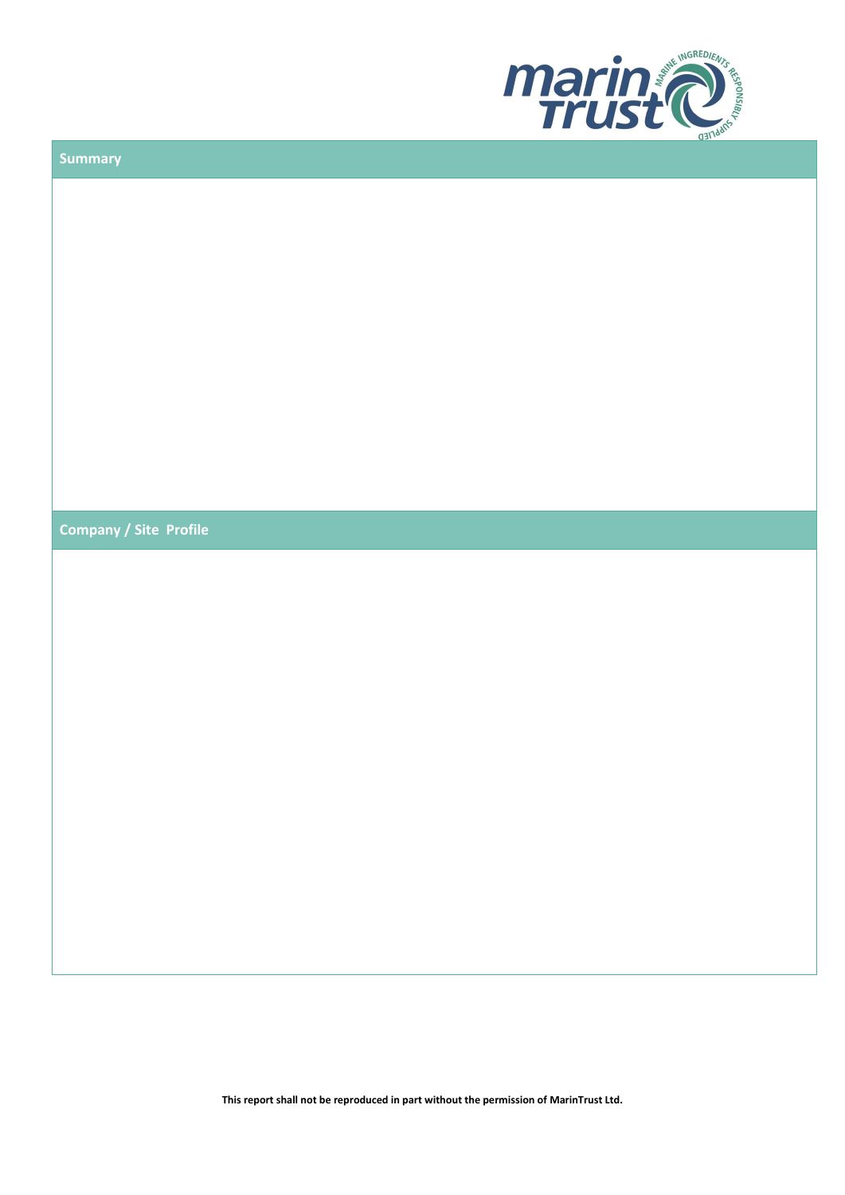## Summary

## Company / Site Profile

This report shall not be reproduced in part without the permission of MarinTrust Ltd.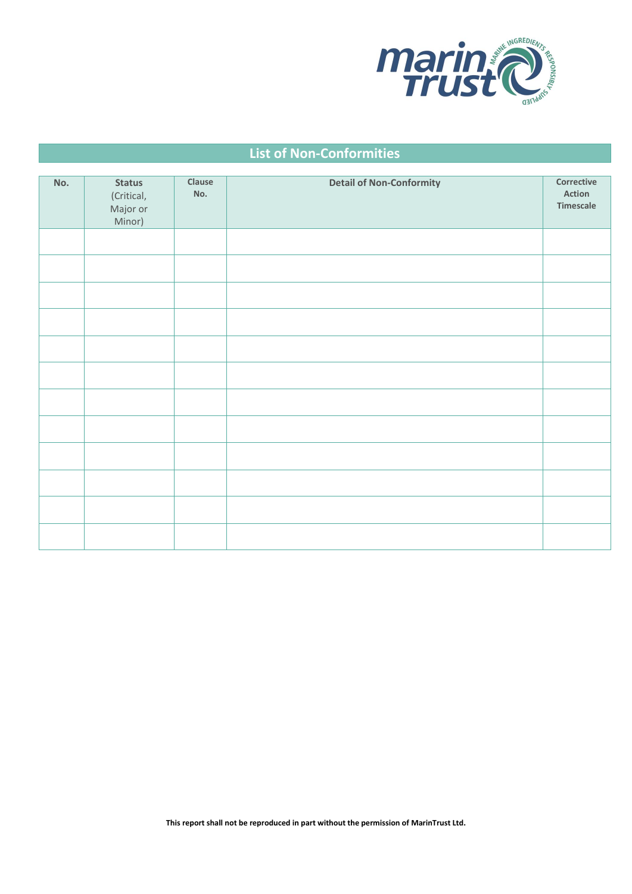## List of Non-Conformities

| No. | Status (Critical, Major or Minor) | Clause No. | Detail of Non-Conformity | Corrective Action Timescale |
|---|---|---|---|---|
| | | | | |
| | | | | |
| | | | | |
| | | | | |
| | | | | |
| | | | | |
| | | | | |
| | | | | |
| | | | | |
| | | | | |
| | | | | |
| | | | | |

**This report shall not be reproduced in part without the permission of MarinTrust Ltd.**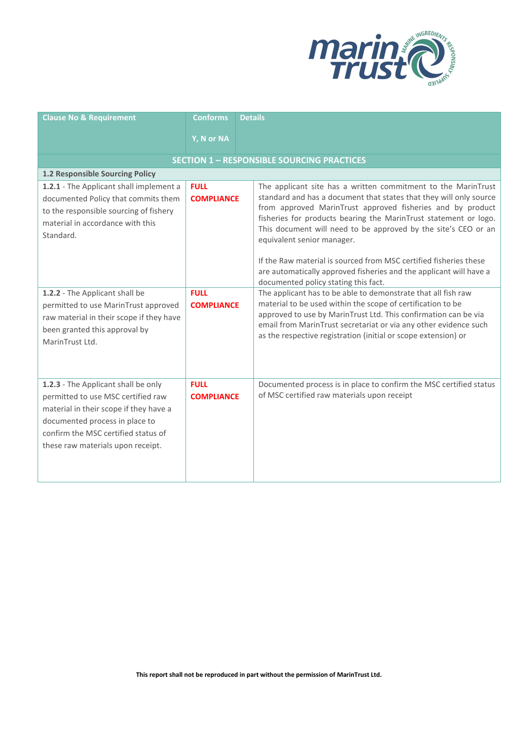| Clause No & Requirement | Conforms<br><br>Y, N or NA | Details |
|---|---|---|
| **SECTION 1 – RESPONSIBLE SOURCING PRACTICES** | | |
| **1.2 Responsible Sourcing Policy** | | |
| **1.2.1** - The Applicant shall implement a documented Policy that commits them to the responsible sourcing of fishery material in accordance with this Standard. | **FULL COMPLIANCE** | The applicant site has a written commitment to the MarinTrust standard and has a document that states that they will only source from approved MarinTrust approved fisheries and by product fisheries for products bearing the MarinTrust statement or logo. This document will need to be approved by the site's CEO or an equivalent senior manager.<br><br>If the Raw material is sourced from MSC certified fisheries these are automatically approved fisheries and the applicant will have a documented policy stating this fact. |
| **1.2.2** - The Applicant shall be permitted to use MarinTrust approved raw material in their scope if they have been granted this approval by MarinTrust Ltd. | **FULL COMPLIANCE** | The applicant has to be able to demonstrate that all fish raw material to be used within the scope of certification to be approved to use by MarinTrust Ltd. This confirmation can be via email from MarinTrust secretariat or via any other evidence such as the respective registration (initial or scope extension) or |
| **1.2.3** - The Applicant shall be only permitted to use MSC certified raw material in their scope if they have a documented process in place to confirm the MSC certified status of these raw materials upon receipt. | **FULL COMPLIANCE** | Documented process is in place to confirm the MSC certified status of MSC certified raw materials upon receipt |

**This report shall not be reproduced in part without the permission of MarinTrust Ltd.**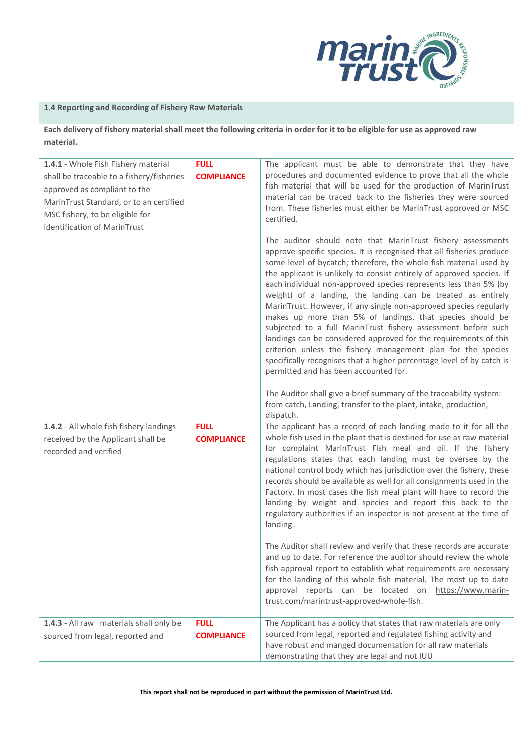| 1.4 Reporting and Recording of Fishery Raw Materials | | |
|---|---|---|
| **Each delivery of fishery material shall meet the following criteria in order for it to be eligible for use as approved raw material.** | | |
| **1.4.1** - Whole Fish Fishery material shall be traceable to a fishery/fisheries approved as compliant to the MarinTrust Standard, or to an certified MSC fishery, to be eligible for identification of MarinTrust | **FULL COMPLIANCE** | The applicant must be able to demonstrate that they have procedures and documented evidence to prove that all the whole fish material that will be used for the production of MarinTrust material can be traced back to the fisheries they were sourced from. These fisheries must either be MarinTrust approved or MSC certified.<br><br>The auditor should note that MarinTrust fishery assessments approve specific species. It is recognised that all fisheries produce some level of bycatch; therefore, the whole fish material used by the applicant is unlikely to consist entirely of approved species. If each individual non-approved species represents less than 5% (by weight) of a landing, the landing can be treated as entirely MarinTrust. However, if any single non-approved species regularly makes up more than 5% of landings, that species should be subjected to a full MarinTrust fishery assessment before such landings can be considered approved for the requirements of this criterion unless the fishery management plan for the species specifically recognises that a higher percentage level of by catch is permitted and has been accounted for.<br><br>The Auditor shall give a brief summary of the traceability system: from catch, Landing, transfer to the plant, intake, production, dispatch. |
| **1.4.2** - All whole fish fishery landings received by the Applicant shall be recorded and verified | **FULL COMPLIANCE** | The applicant has a record of each landing made to it for all the whole fish used in the plant that is destined for use as raw material for complaint MarinTrust Fish meal and oil. If the fishery regulations states that each landing must be oversee by the national control body which has jurisdiction over the fishery, these records should be available as well for all consignments used in the Factory. In most cases the fish meal plant will have to record the landing by weight and species and report this back to the regulatory authorities if an inspector is not present at the time of landing.<br><br>The Auditor shall review and verify that these records are accurate and up to date. For reference the auditor should review the whole fish approval report to establish what requirements are necessary for the landing of this whole fish material. The most up to date approval reports can be located on https://www.marin-trust.com/marintrust-approved-whole-fish. |
| **1.4.3** - All raw materials shall only be sourced from legal, reported and | **FULL COMPLIANCE** | The Applicant has a policy that states that raw materials are only sourced from legal, reported and regulated fishing activity and have robust and manged documentation for all raw materials demonstrating that they are legal and not IUU |

**This report shall not be reproduced in part without the permission of MarinTrust Ltd.**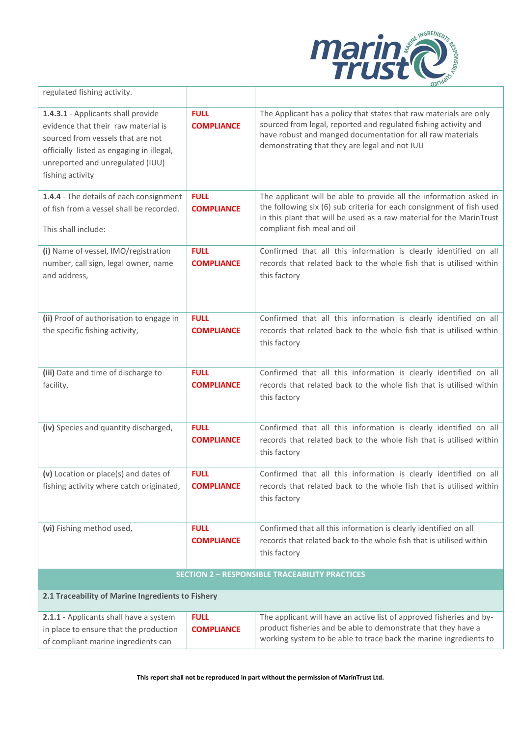| | | |
|---|---|---|
| regulated fishing activity. | | |
| **1.4.3.1** - Applicants shall provide evidence that their raw material is sourced from vessels that are not officially listed as engaging in illegal, unreported and unregulated (IUU) fishing activity | **FULL COMPLIANCE** | The Applicant has a policy that states that raw materials are only sourced from legal, reported and regulated fishing activity and have robust and manged documentation for all raw materials demonstrating that they are legal and not IUU |
| **1.4.4** - The details of each consignment of fish from a vessel shall be recorded.<br><br>This shall include: | **FULL COMPLIANCE** | The applicant will be able to provide all the information asked in the following six (6) sub criteria for each consignment of fish used in this plant that will be used as a raw material for the MarinTrust compliant fish meal and oil |
| **(i)** Name of vessel, IMO/registration number, call sign, legal owner, name and address, | **FULL COMPLIANCE** | Confirmed that all this information is clearly identified on all records that related back to the whole fish that is utilised within this factory |
| **(ii)** Proof of authorisation to engage in the specific fishing activity, | **FULL COMPLIANCE** | Confirmed that all this information is clearly identified on all records that related back to the whole fish that is utilised within this factory |
| **(iii)** Date and time of discharge to facility, | **FULL COMPLIANCE** | Confirmed that all this information is clearly identified on all records that related back to the whole fish that is utilised within this factory |
| **(iv)** Species and quantity discharged, | **FULL COMPLIANCE** | Confirmed that all this information is clearly identified on all records that related back to the whole fish that is utilised within this factory |
| **(v)** Location or place(s) and dates of fishing activity where catch originated, | **FULL COMPLIANCE** | Confirmed that all this information is clearly identified on all records that related back to the whole fish that is utilised within this factory |
| **(vi)** Fishing method used, | **FULL COMPLIANCE** | Confirmed that all this information is clearly identified on all records that related back to the whole fish that is utilised within this factory |
| **SECTION 2 – RESPONSIBLE TRACEABILITY PRACTICES** | | |
| **2.1 Traceability of Marine Ingredients to Fishery** | | |
| **2.1.1** - Applicants shall have a system in place to ensure that the production of compliant marine ingredients can | **FULL COMPLIANCE** | The applicant will have an active list of approved fisheries and by-product fisheries and be able to demonstrate that they have a working system to be able to trace back the marine ingredients to |

**This report shall not be reproduced in part without the permission of MarinTrust Ltd.**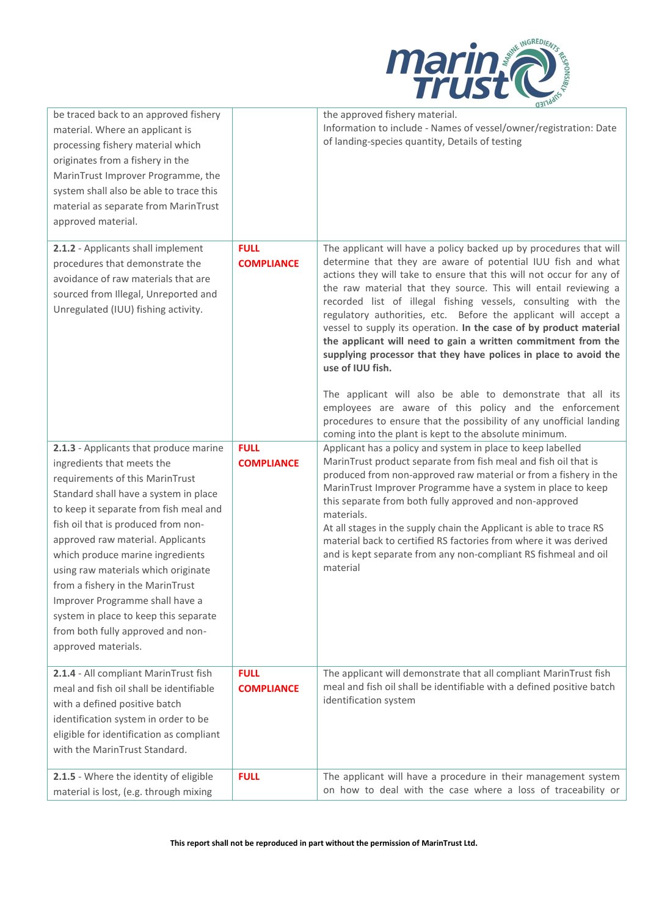| | | |
|---|---|---|
| be traced back to an approved fishery material. Where an applicant is processing fishery material which originates from a fishery in the MarinTrust Improver Programme, the system shall also be able to trace this material as separate from MarinTrust approved material. | | the approved fishery material.<br>Information to include - Names of vessel/owner/registration: Date of landing-species quantity, Details of testing |
| **2.1.2** - Applicants shall implement procedures that demonstrate the avoidance of raw materials that are sourced from Illegal, Unreported and Unregulated (IUU) fishing activity. | **FULL COMPLIANCE** | The applicant will have a policy backed up by procedures that will determine that they are aware of potential IUU fish and what actions they will take to ensure that this will not occur for any of the raw material that they source. This will entail reviewing a recorded list of illegal fishing vessels, consulting with the regulatory authorities, etc. Before the applicant will accept a vessel to supply its operation. **In the case of by product material the applicant will need to gain a written commitment from the supplying processor that they have polices in place to avoid the use of IUU fish.**<br><br>The applicant will also be able to demonstrate that all its employees are aware of this policy and the enforcement procedures to ensure that the possibility of any unofficial landing coming into the plant is kept to the absolute minimum. |
| **2.1.3** - Applicants that produce marine ingredients that meets the requirements of this MarinTrust Standard shall have a system in place to keep it separate from fish meal and fish oil that is produced from non-approved raw material. Applicants which produce marine ingredients using raw materials which originate from a fishery in the MarinTrust Improver Programme shall have a system in place to keep this separate from both fully approved and non-approved materials. | **FULL COMPLIANCE** | Applicant has a policy and system in place to keep labelled MarinTrust product separate from fish meal and fish oil that is produced from non-approved raw material or from a fishery in the MarinTrust Improver Programme have a system in place to keep this separate from both fully approved and non-approved materials.<br>At all stages in the supply chain the Applicant is able to trace RS material back to certified RS factories from where it was derived and is kept separate from any non-compliant RS fishmeal and oil material |
| **2.1.4** - All compliant MarinTrust fish meal and fish oil shall be identifiable with a defined positive batch identification system in order to be eligible for identification as compliant with the MarinTrust Standard. | **FULL COMPLIANCE** | The applicant will demonstrate that all compliant MarinTrust fish meal and fish oil shall be identifiable with a defined positive batch identification system |
| **2.1.5** - Where the identity of eligible material is lost, (e.g. through mixing | **FULL** | The applicant will have a procedure in their management system on how to deal with the case where a loss of traceability or |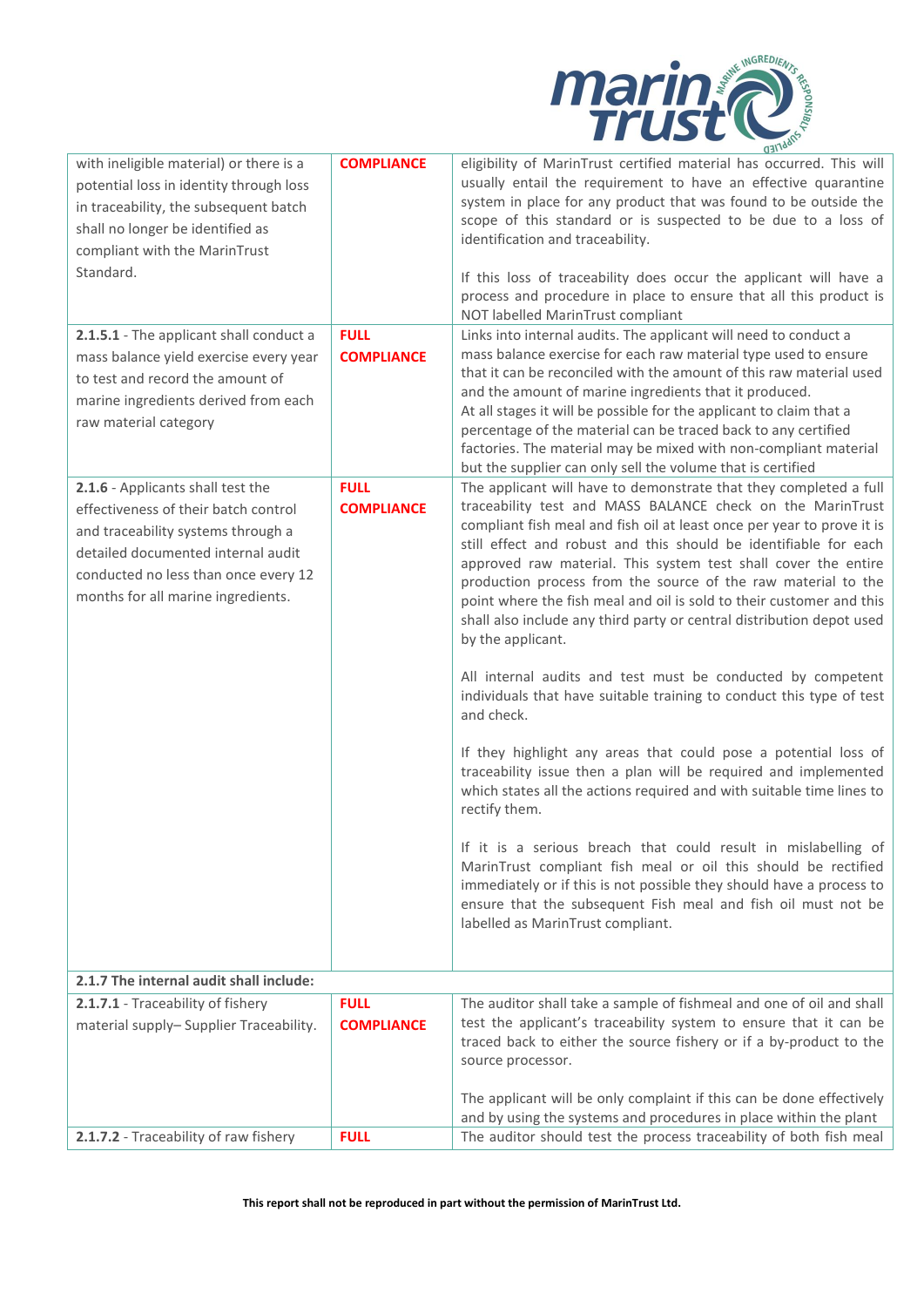| | | |
|---|---|---|
| with ineligible material) or there is a potential loss in identity through loss in traceability, the subsequent batch shall no longer be identified as compliant with the MarinTrust Standard. | **COMPLIANCE** | eligibility of MarinTrust certified material has occurred. This will usually entail the requirement to have an effective quarantine system in place for any product that was found to be outside the scope of this standard or is suspected to be due to a loss of identification and traceability.<br><br>If this loss of traceability does occur the applicant will have a process and procedure in place to ensure that all this product is NOT labelled MarinTrust compliant |
| **2.1.5.1** - The applicant shall conduct a mass balance yield exercise every year to test and record the amount of marine ingredients derived from each raw material category | **FULL COMPLIANCE** | Links into internal audits. The applicant will need to conduct a mass balance exercise for each raw material type used to ensure that it can be reconciled with the amount of this raw material used and the amount of marine ingredients that it produced.<br>At all stages it will be possible for the applicant to claim that a percentage of the material can be traced back to any certified factories. The material may be mixed with non-compliant material but the supplier can only sell the volume that is certified |
| **2.1.6** - Applicants shall test the effectiveness of their batch control and traceability systems through a detailed documented internal audit conducted no less than once every 12 months for all marine ingredients. | **FULL COMPLIANCE** | The applicant will have to demonstrate that they completed a full traceability test and MASS BALANCE check on the MarinTrust compliant fish meal and fish oil at least once per year to prove it is still effective and robust and this should be identifiable for each approved raw material. This system test shall cover the entire production process from the source of the raw material to the point where the fish meal and oil is sold to their customer and this shall also include any third party or central distribution depot used by the applicant.<br><br>All internal audits and test must be conducted by competent individuals that have suitable training to conduct this type of test and check.<br><br>If they highlight any areas that could pose a potential loss of traceability issue then a plan will be required and implemented which states all the actions required and with suitable time lines to rectify them.<br><br>If it is a serious breach that could result in mislabelling of MarinTrust compliant fish meal or oil this should be rectified immediately or if this is not possible they should have a process to ensure that the subsequent Fish meal and fish oil must not be labelled as MarinTrust compliant. |
| **2.1.7 The internal audit shall include:** | | |
| **2.1.7.1** - Traceability of fishery material supply– Supplier Traceability. | **FULL COMPLIANCE** | The auditor shall take a sample of fishmeal and one of oil and shall test the applicant's traceability system to ensure that it can be traced back to either the source fishery or if a by-product to the source processor.<br><br>The applicant will be only complaint if this can be done effectively and by using the systems and procedures in place within the plant |
| **2.1.7.2** - Traceability of raw fishery | **FULL** | The auditor should test the process traceability of both fish meal |

**This report shall not be reproduced in part without the permission of MarinTrust Ltd.**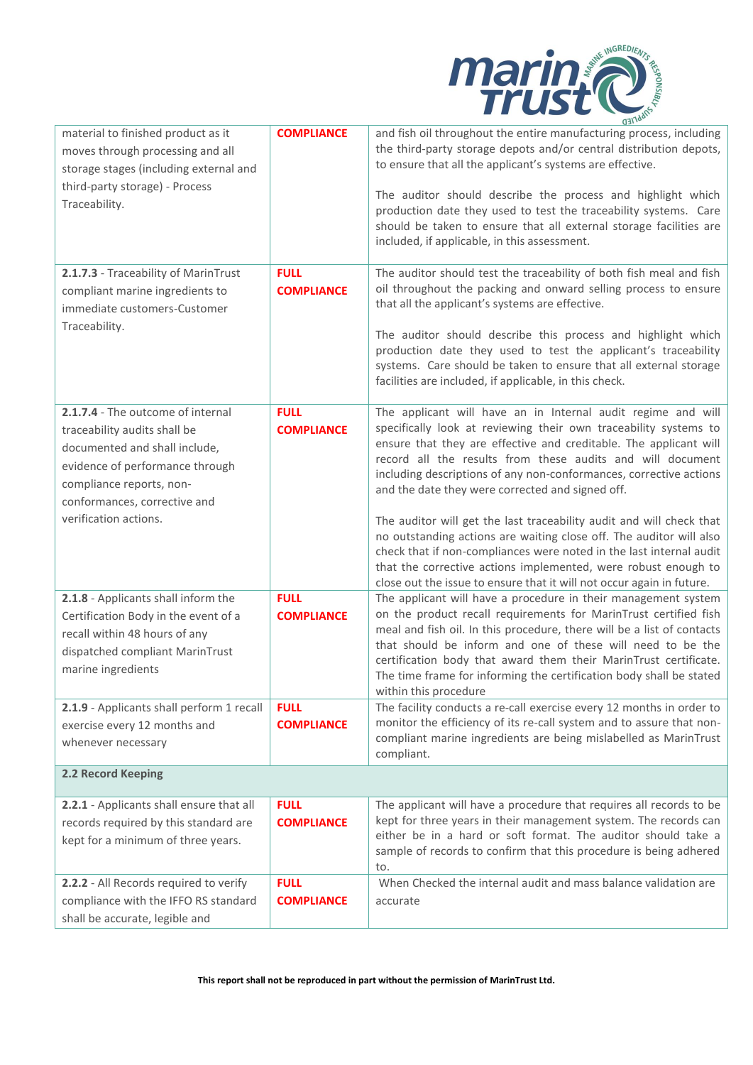| | | |
|---|---|---|
| material to finished product as it moves through processing and all storage stages (including external and third-party storage) - Process Traceability. | **COMPLIANCE** | and fish oil throughout the entire manufacturing process, including the third-party storage depots and/or central distribution depots, to ensure that all the applicant's systems are effective.<br><br>The auditor should describe the process and highlight which production date they used to test the traceability systems. Care should be taken to ensure that all external storage facilities are included, if applicable, in this assessment. |
| **2.1.7.3** - Traceability of MarinTrust compliant marine ingredients to immediate customers-Customer Traceability. | **FULL COMPLIANCE** | The auditor should test the traceability of both fish meal and fish oil throughout the packing and onward selling process to ensure that all the applicant's systems are effective.<br><br>The auditor should describe this process and highlight which production date they used to test the applicant's traceability systems. Care should be taken to ensure that all external storage facilities are included, if applicable, in this check. |
| **2.1.7.4** - The outcome of internal traceability audits shall be documented and shall include, evidence of performance through compliance reports, non-conformances, corrective and verification actions. | **FULL COMPLIANCE** | The applicant will have an in Internal audit regime and will specifically look at reviewing their own traceability systems to ensure that they are effective and creditable. The applicant will record all the results from these audits and will document including descriptions of any non-conformances, corrective actions and the date they were corrected and signed off.<br><br>The auditor will get the last traceability audit and will check that no outstanding actions are waiting close off. The auditor will also check that if non-compliances were noted in the last internal audit that the corrective actions implemented, were robust enough to close out the issue to ensure that it will not occur again in future. |
| **2.1.8** - Applicants shall inform the Certification Body in the event of a recall within 48 hours of any dispatched compliant MarinTrust marine ingredients | **FULL COMPLIANCE** | The applicant will have a procedure in their management system on the product recall requirements for MarinTrust certified fish meal and fish oil. In this procedure, there will be a list of contacts that should be inform and one of these will need to be the certification body that award them their MarinTrust certificate. The time frame for informing the certification body shall be stated within this procedure |
| **2.1.9** - Applicants shall perform 1 recall exercise every 12 months and whenever necessary | **FULL COMPLIANCE** | The facility conducts a re-call exercise every 12 months in order to monitor the efficiency of its re-call system and to assure that non-compliant marine ingredients are being mislabelled as MarinTrust compliant. |
| **2.2 Record Keeping** | | |
| **2.2.1** - Applicants shall ensure that all records required by this standard are kept for a minimum of three years. | **FULL COMPLIANCE** | The applicant will have a procedure that requires all records to be kept for three years in their management system. The records can either be in a hard or soft format. The auditor should take a sample of records to confirm that this procedure is being adhered to. |
| **2.2.2** - All Records required to verify compliance with the IFFO RS standard shall be accurate, legible and | **FULL COMPLIANCE** | When Checked the internal audit and mass balance validation are accurate |

**This report shall not be reproduced in part without the permission of MarinTrust Ltd.**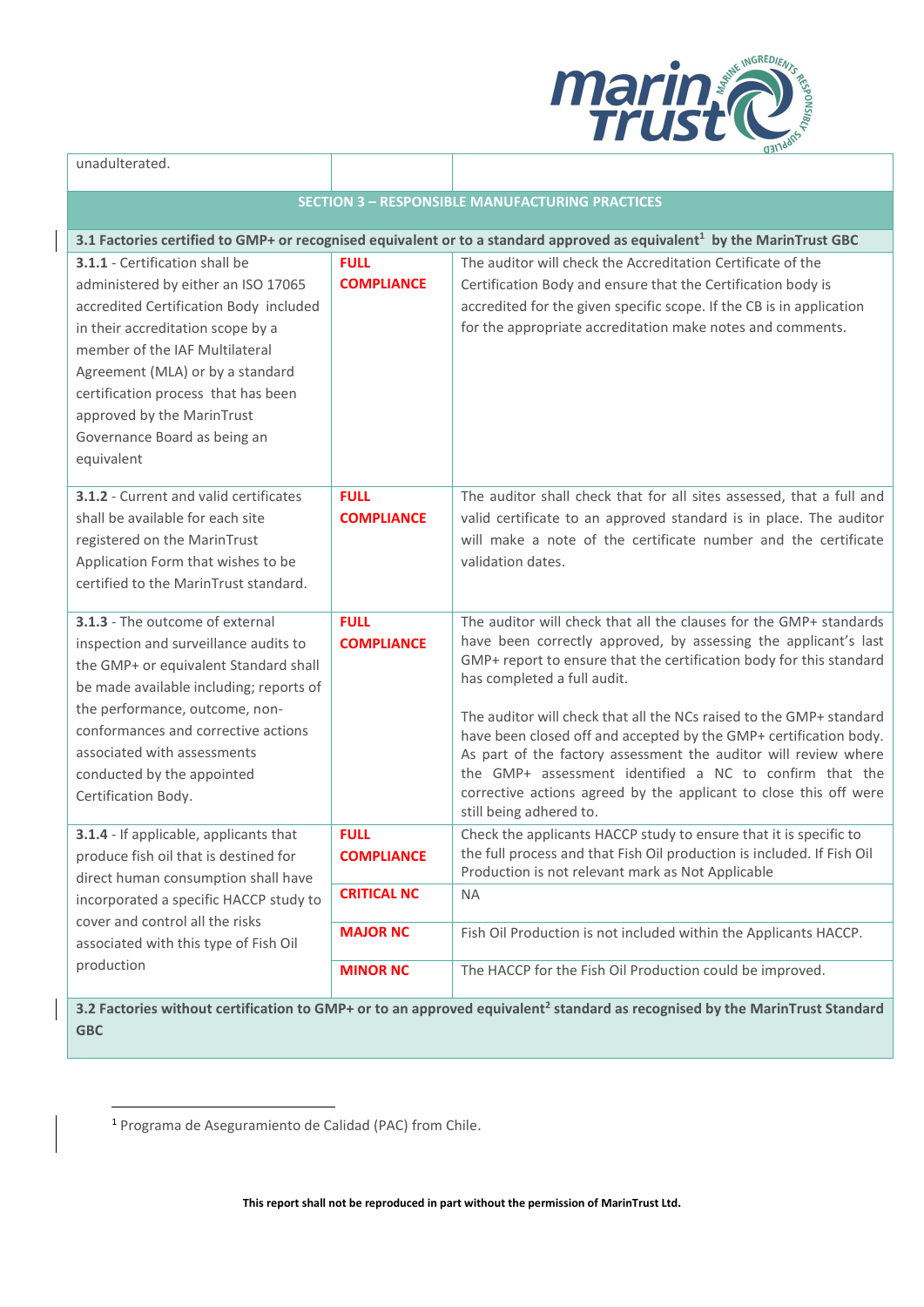| unadulterated. | | |
|---|---|---|
| **SECTION 3 – RESPONSIBLE MANUFACTURING PRACTICES** | | |
| **3.1 Factories certified to GMP+ or recognised equivalent or to a standard approved as equivalent[1] by the MarinTrust GBC** | | |
| **3.1.1** - Certification shall be administered by either an ISO 17065 accredited Certification Body included in their accreditation scope by a member of the IAF Multilateral Agreement (MLA) or by a standard certification process that has been approved by the MarinTrust Governance Board as being an equivalent | **FULL COMPLIANCE** | The auditor will check the Accreditation Certificate of the Certification Body and ensure that the Certification body is accredited for the given specific scope. If the CB is in application for the appropriate accreditation make notes and comments. |
| **3.1.2** - Current and valid certificates shall be available for each site registered on the MarinTrust Application Form that wishes to be certified to the MarinTrust standard. | **FULL COMPLIANCE** | The auditor shall check that for all sites assessed, that a full and valid certificate to an approved standard is in place. The auditor will make a note of the certificate number and the certificate validation dates. |
| **3.1.3** - The outcome of external inspection and surveillance audits to the GMP+ or equivalent Standard shall be made available including; reports of the performance, outcome, non-conformances and corrective actions associated with assessments conducted by the appointed Certification Body. | **FULL COMPLIANCE** | The auditor will check that all the clauses for the GMP+ standards have been correctly approved, by assessing the applicant's last GMP+ report to ensure that the certification body for this standard has completed a full audit.<br><br>The auditor will check that all the NCs raised to the GMP+ standard have been closed off and accepted by the GMP+ certification body. As part of the factory assessment the auditor will review where the GMP+ assessment identified a NC to confirm that the corrective actions agreed by the applicant to close this off were still being adhered to. |
| **3.1.4** - If applicable, applicants that produce fish oil that is destined for direct human consumption shall have incorporated a specific HACCP study to cover and control all the risks associated with this type of Fish Oil production | **FULL COMPLIANCE** | Check the applicants HACCP study to ensure that it is specific to the full process and that Fish Oil production is included. If Fish Oil Production is not relevant mark as Not Applicable |
| | **CRITICAL NC** | NA |
| | **MAJOR NC** | Fish Oil Production is not included within the Applicants HACCP. |
| | **MINOR NC** | The HACCP for the Fish Oil Production could be improved. |
| **3.2 Factories without certification to GMP+ or to an approved equivalent[2] standard as recognised by the MarinTrust Standard GBC** | | |

[1] Programa de Aseguramiento de Calidad (PAC) from Chile.

**This report shall not be reproduced in part without the permission of MarinTrust Ltd.**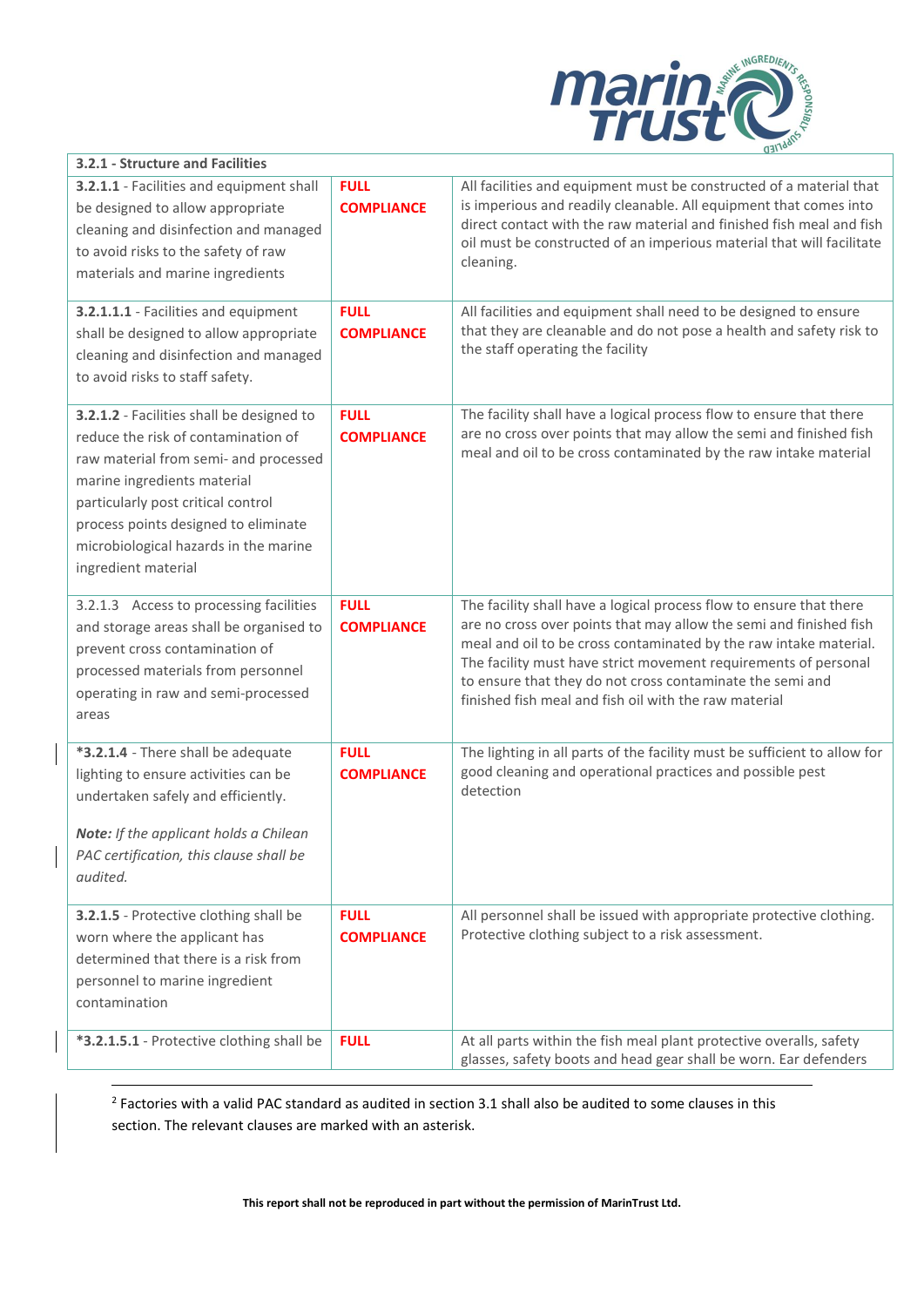| 3.2.1 - Structure and Facilities | | |
|---|---|---|
| **3.2.1.1** - Facilities and equipment shall be designed to allow appropriate cleaning and disinfection and managed to avoid risks to the safety of raw materials and marine ingredients | **FULL COMPLIANCE** | All facilities and equipment must be constructed of a material that is imperious and readily cleanable. All equipment that comes into direct contact with the raw material and finished fish meal and fish oil must be constructed of an imperious material that will facilitate cleaning. |
| **3.2.1.1.1** - Facilities and equipment shall be designed to allow appropriate cleaning and disinfection and managed to avoid risks to staff safety. | **FULL COMPLIANCE** | All facilities and equipment shall need to be designed to ensure that they are cleanable and do not pose a health and safety risk to the staff operating the facility |
| **3.2.1.2** - Facilities shall be designed to reduce the risk of contamination of raw material from semi- and processed marine ingredients material particularly post critical control process points designed to eliminate microbiological hazards in the marine ingredient material | **FULL COMPLIANCE** | The facility shall have a logical process flow to ensure that there are no cross over points that may allow the semi and finished fish meal and oil to be cross contaminated by the raw intake material |
| 3.2.1.3 Access to processing facilities and storage areas shall be organised to prevent cross contamination of processed materials from personnel operating in raw and semi-processed areas | **FULL COMPLIANCE** | The facility shall have a logical process flow to ensure that there are no cross over points that may allow the semi and finished fish meal and oil to be cross contaminated by the raw intake material. The facility must have strict movement requirements of personal to ensure that they do not cross contaminate the semi and finished fish meal and fish oil with the raw material |
| ***3.2.1.4** - There shall be adequate lighting to ensure activities can be undertaken safely and efficiently.<br><br>***Note:*** *If the applicant holds a Chilean PAC certification, this clause shall be audited.* | **FULL COMPLIANCE** | The lighting in all parts of the facility must be sufficient to allow for good cleaning and operational practices and possible pest detection |
| **3.2.1.5** - Protective clothing shall be worn where the applicant has determined that there is a risk from personnel to marine ingredient contamination | **FULL COMPLIANCE** | All personnel shall be issued with appropriate protective clothing. Protective clothing subject to a risk assessment. |
| ***3.2.1.5.1** - Protective clothing shall be | **FULL** | At all parts within the fish meal plant protective overalls, safety glasses, safety boots and head gear shall be worn. Ear defenders |

[2] Factories with a valid PAC standard as audited in section 3.1 shall also be audited to some clauses in this section. The relevant clauses are marked with an asterisk.

**This report shall not be reproduced in part without the permission of MarinTrust Ltd.**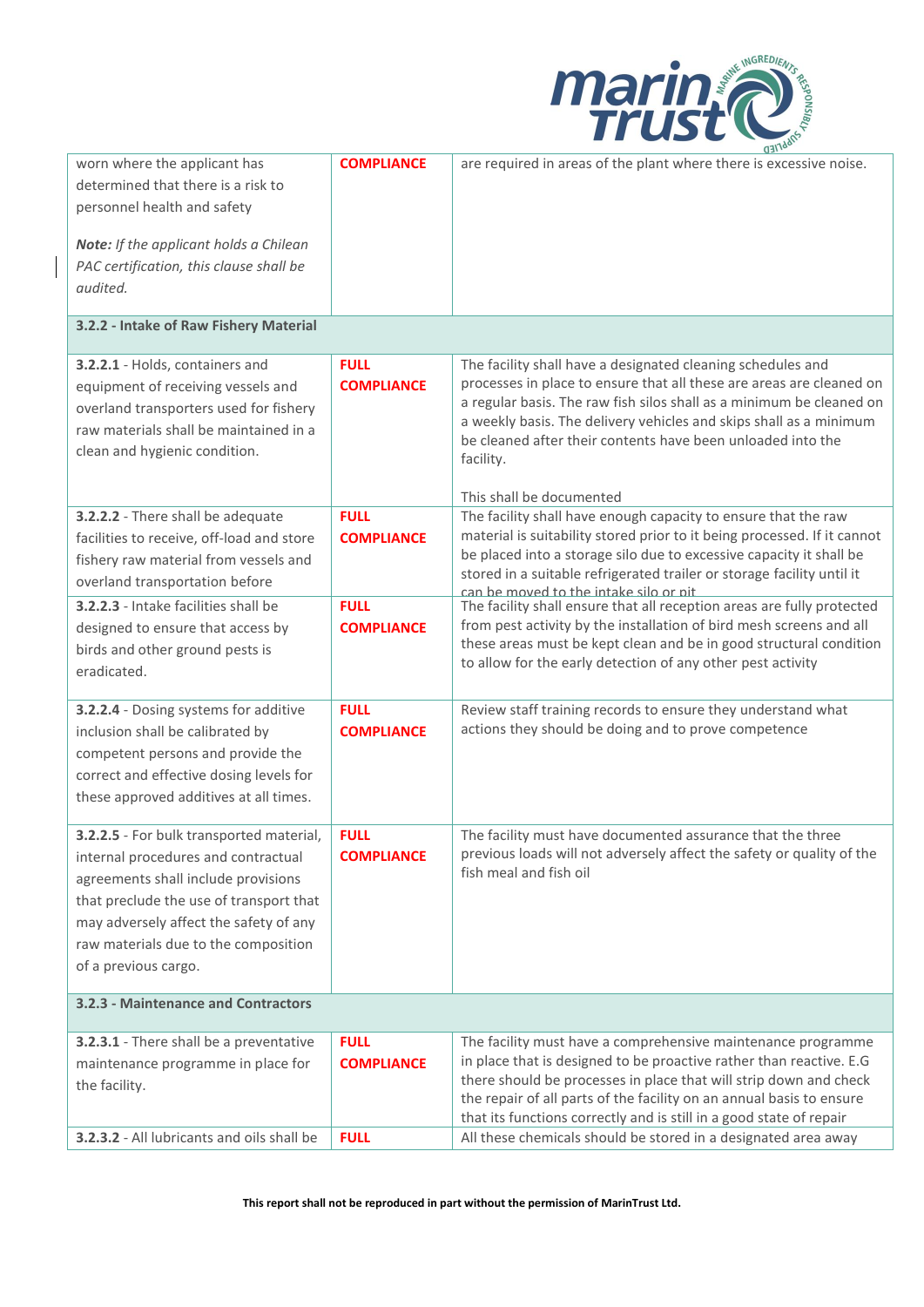| | | |
|---|---|---|
| worn where the applicant has determined that there is a risk to personnel health and safety<br><br>***Note:*** *If the applicant holds a Chilean PAC certification, this clause shall be audited.* | **COMPLIANCE** | are required in areas of the plant where there is excessive noise. |
| **3.2.2 - Intake of Raw Fishery Material** | | |
| **3.2.2.1** - Holds, containers and equipment of receiving vessels and overland transporters used for fishery raw materials shall be maintained in a clean and hygienic condition. | **FULL COMPLIANCE** | The facility shall have a designated cleaning schedules and processes in place to ensure that all these are areas are cleaned on a regular basis. The raw fish silos shall as a minimum be cleaned on a weekly basis. The delivery vehicles and skips shall as a minimum be cleaned after their contents have been unloaded into the facility.<br><br>This shall be documented |
| **3.2.2.2** - There shall be adequate facilities to receive, off-load and store fishery raw material from vessels and overland transportation before | **FULL COMPLIANCE** | The facility shall have enough capacity to ensure that the raw material is suitability stored prior to it being processed. If it cannot be placed into a storage silo due to excessive capacity it shall be stored in a suitable refrigerated trailer or storage facility until it can be moved to the intake silo or pit |
| **3.2.2.3** - Intake facilities shall be designed to ensure that access by birds and other ground pests is eradicated. | **FULL COMPLIANCE** | The facility shall ensure that all reception areas are fully protected from pest activity by the installation of bird mesh screens and all these areas must be kept clean and be in good structural condition to allow for the early detection of any other pest activity |
| **3.2.2.4** - Dosing systems for additive inclusion shall be calibrated by competent persons and provide the correct and effective dosing levels for these approved additives at all times. | **FULL COMPLIANCE** | Review staff training records to ensure they understand what actions they should be doing and to prove competence |
| **3.2.2.5** - For bulk transported material, internal procedures and contractual agreements shall include provisions that preclude the use of transport that may adversely affect the safety of any raw materials due to the composition of a previous cargo. | **FULL COMPLIANCE** | The facility must have documented assurance that the three previous loads will not adversely affect the safety or quality of the fish meal and fish oil |
| **3.2.3 - Maintenance and Contractors** | | |
| **3.2.3.1** - There shall be a preventative maintenance programme in place for the facility. | **FULL COMPLIANCE** | The facility must have a comprehensive maintenance programme in place that is designed to be proactive rather than reactive. E.G there should be processes in place that will strip down and check the repair of all parts of the facility on an annual basis to ensure that its functions correctly and is still in a good state of repair |
| **3.2.3.2** - All lubricants and oils shall be | **FULL** | All these chemicals should be stored in a designated area away |

**This report shall not be reproduced in part without the permission of MarinTrust Ltd.**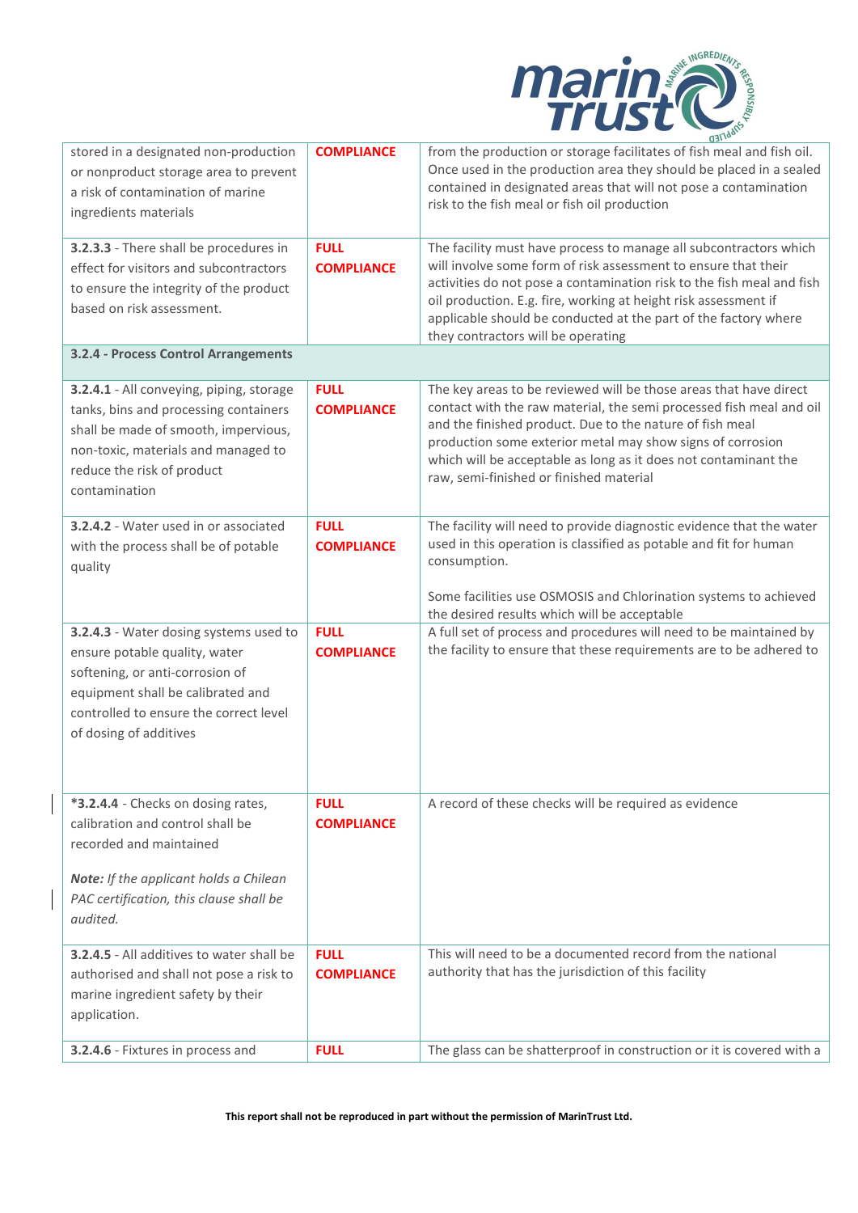| | | |
|---|---|---|
| stored in a designated non-production or nonproduct storage area to prevent a risk of contamination of marine ingredients materials | **COMPLIANCE** | from the production or storage facilitates of fish meal and fish oil. Once used in the production area they should be placed in a sealed contained in designated areas that will not pose a contamination risk to the fish meal or fish oil production |
| **3.2.3.3** - There shall be procedures in effect for visitors and subcontractors to ensure the integrity of the product based on risk assessment. | **FULL COMPLIANCE** | The facility must have process to manage all subcontractors which will involve some form of risk assessment to ensure that their activities do not pose a contamination risk to the fish meal and fish oil production. E.g. fire, working at height risk assessment if applicable should be conducted at the part of the factory where they contractors will be operating |
| **3.2.4 - Process Control Arrangements** | | |
| **3.2.4.1** - All conveying, piping, storage tanks, bins and processing containers shall be made of smooth, impervious, non-toxic, materials and managed to reduce the risk of product contamination | **FULL COMPLIANCE** | The key areas to be reviewed will be those areas that have direct contact with the raw material, the semi processed fish meal and oil and the finished product. Due to the nature of fish meal production some exterior metal may show signs of corrosion which will be acceptable as long as it does not contaminant the raw, semi-finished or finished material |
| **3.2.4.2** - Water used in or associated with the process shall be of potable quality | **FULL COMPLIANCE** | The facility will need to provide diagnostic evidence that the water used in this operation is classified as potable and fit for human consumption.<br><br>Some facilities use OSMOSIS and Chlorination systems to achieved the desired results which will be acceptable |
| **3.2.4.3** - Water dosing systems used to ensure potable quality, water softening, or anti-corrosion of equipment shall be calibrated and controlled to ensure the correct level of dosing of additives | **FULL COMPLIANCE** | A full set of process and procedures will need to be maintained by the facility to ensure that these requirements are to be adhered to |
| **\*3.2.4.4** - Checks on dosing rates, calibration and control shall be recorded and maintained<br><br>***Note:*** *If the applicant holds a Chilean PAC certification, this clause shall be audited.* | **FULL COMPLIANCE** | A record of these checks will be required as evidence |
| **3.2.4.5** - All additives to water shall be authorised and shall not pose a risk to marine ingredient safety by their application. | **FULL COMPLIANCE** | This will need to be a documented record from the national authority that has the jurisdiction of this facility |
| **3.2.4.6** - Fixtures in process and | **FULL** | The glass can be shatterproof in construction or it is covered with a |

**This report shall not be reproduced in part without the permission of MarinTrust Ltd.**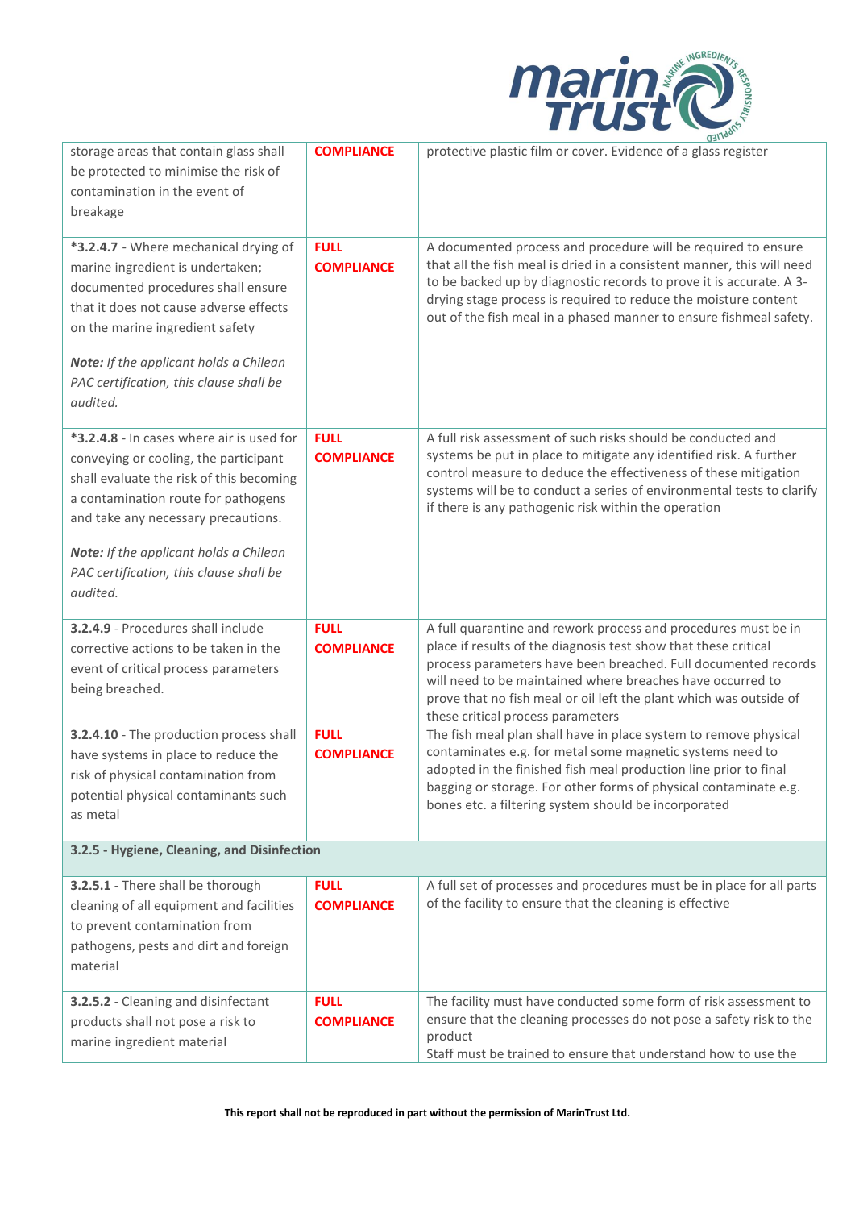| | | |
|---|---|---|
| storage areas that contain glass shall be protected to minimise the risk of contamination in the event of breakage | **COMPLIANCE** | protective plastic film or cover. Evidence of a glass register |
| ***3.2.4.7** - Where mechanical drying of marine ingredient is undertaken; documented procedures shall ensure that it does not cause adverse effects on the marine ingredient safety<br><br>***Note:** If the applicant holds a Chilean PAC certification, this clause shall be audited.* | **FULL COMPLIANCE** | A documented process and procedure will be required to ensure that all the fish meal is dried in a consistent manner, this will need to be backed up by diagnostic records to prove it is accurate. A 3-drying stage process is required to reduce the moisture content out of the fish meal in a phased manner to ensure fishmeal safety. |
| ***3.2.4.8** - In cases where air is used for conveying or cooling, the participant shall evaluate the risk of this becoming a contamination route for pathogens and take any necessary precautions.<br><br>***Note:** If the applicant holds a Chilean PAC certification, this clause shall be audited.* | **FULL COMPLIANCE** | A full risk assessment of such risks should be conducted and systems be put in place to mitigate any identified risk. A further control measure to deduce the effectiveness of these mitigation systems will be to conduct a series of environmental tests to clarify if there is any pathogenic risk within the operation |
| **3.2.4.9** - Procedures shall include corrective actions to be taken in the event of critical process parameters being breached. | **FULL COMPLIANCE** | A full quarantine and rework process and procedures must be in place if results of the diagnosis test show that these critical process parameters have been breached. Full documented records will need to be maintained where breaches have occurred to prove that no fish meal or oil left the plant which was outside of these critical process parameters |
| **3.2.4.10** - The production process shall have systems in place to reduce the risk of physical contamination from potential physical contaminants such as metal | **FULL COMPLIANCE** | The fish meal plan shall have in place system to remove physical contaminates e.g. for metal some magnetic systems need to adopted in the finished fish meal production line prior to final bagging or storage. For other forms of physical contaminate e.g. bones etc. a filtering system should be incorporated |
| **3.2.5 - Hygiene, Cleaning, and Disinfection** | | |
| **3.2.5.1** - There shall be thorough cleaning of all equipment and facilities to prevent contamination from pathogens, pests and dirt and foreign material | **FULL COMPLIANCE** | A full set of processes and procedures must be in place for all parts of the facility to ensure that the cleaning is effective |
| **3.2.5.2** - Cleaning and disinfectant products shall not pose a risk to marine ingredient material | **FULL COMPLIANCE** | The facility must have conducted some form of risk assessment to ensure that the cleaning processes do not pose a safety risk to the product<br>Staff must be trained to ensure that understand how to use the |

**This report shall not be reproduced in part without the permission of MarinTrust Ltd.**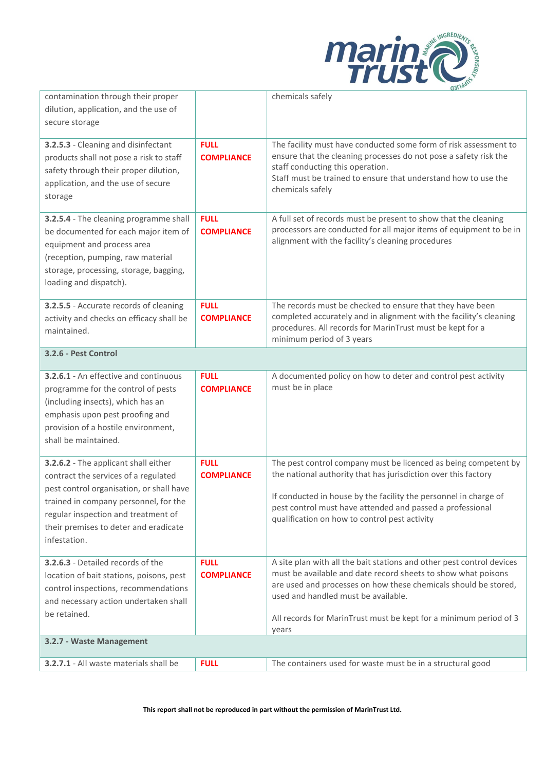| | | |
|---|---|---|
| contamination through their proper dilution, application, and the use of secure storage | | chemicals safely |
| **3.2.5.3** - Cleaning and disinfectant products shall not pose a risk to staff safety through their proper dilution, application, and the use of secure storage | **FULL COMPLIANCE** | The facility must have conducted some form of risk assessment to ensure that the cleaning processes do not pose a safety risk the staff conducting this operation.<br>Staff must be trained to ensure that understand how to use the chemicals safely |
| **3.2.5.4** - The cleaning programme shall be documented for each major item of equipment and process area (reception, pumping, raw material storage, processing, storage, bagging, loading and dispatch). | **FULL COMPLIANCE** | A full set of records must be present to show that the cleaning processors are conducted for all major items of equipment to be in alignment with the facility's cleaning procedures |
| **3.2.5.5** - Accurate records of cleaning activity and checks on efficacy shall be maintained. | **FULL COMPLIANCE** | The records must be checked to ensure that they have been completed accurately and in alignment with the facility's cleaning procedures. All records for MarinTrust must be kept for a minimum period of 3 years |
| **3.2.6 - Pest Control** | | |
| **3.2.6.1** - An effective and continuous programme for the control of pests (including insects), which has an emphasis upon pest proofing and provision of a hostile environment, shall be maintained. | **FULL COMPLIANCE** | A documented policy on how to deter and control pest activity must be in place |
| **3.2.6.2** - The applicant shall either contract the services of a regulated pest control organisation, or shall have trained in company personnel, for the regular inspection and treatment of their premises to deter and eradicate infestation. | **FULL COMPLIANCE** | The pest control company must be licenced as being competent by the national authority that has jurisdiction over this factory<br><br>If conducted in house by the facility the personnel in charge of pest control must have attended and passed a professional qualification on how to control pest activity |
| **3.2.6.3** - Detailed records of the location of bait stations, poisons, pest control inspections, recommendations and necessary action undertaken shall be retained. | **FULL COMPLIANCE** | A site plan with all the bait stations and other pest control devices must be available and date record sheets to show what poisons are used and processes on how these chemicals should be stored, used and handled must be available.<br><br>All records for MarinTrust must be kept for a minimum period of 3 years |
| **3.2.7 - Waste Management** | | |
| **3.2.7.1** - All waste materials shall be | **FULL** | The containers used for waste must be in a structural good |

**This report shall not be reproduced in part without the permission of MarinTrust Ltd.**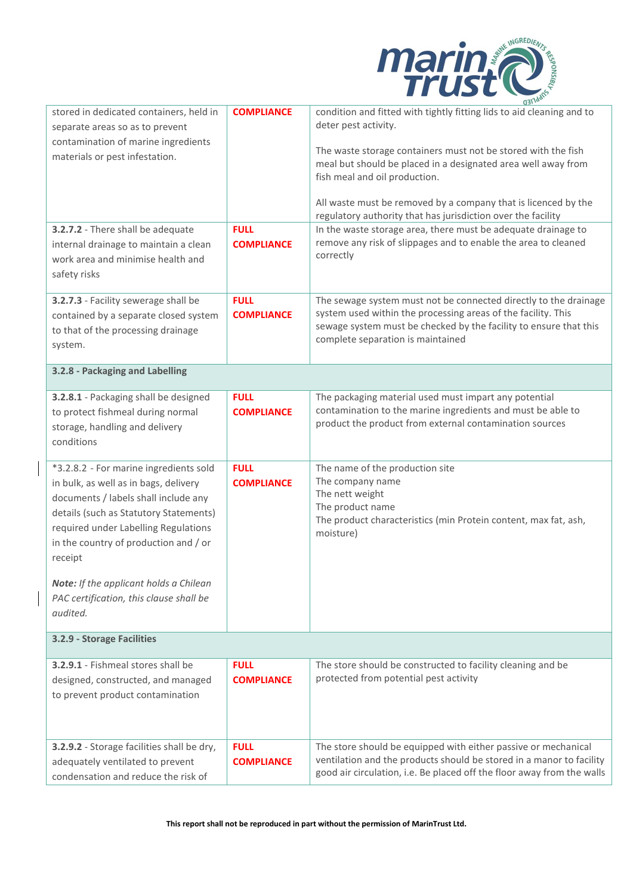| | | |
|---|---|---|
| stored in dedicated containers, held in separate areas so as to prevent contamination of marine ingredients materials or pest infestation. | **COMPLIANCE** | condition and fitted with tightly fitting lids to aid cleaning and to deter pest activity.<br><br>The waste storage containers must not be stored with the fish meal but should be placed in a designated area well away from fish meal and oil production.<br><br>All waste must be removed by a company that is licenced by the regulatory authority that has jurisdiction over the facility |
| **3.2.7.2** - There shall be adequate internal drainage to maintain a clean work area and minimise health and safety risks | **FULL COMPLIANCE** | In the waste storage area, there must be adequate drainage to remove any risk of slippages and to enable the area to cleaned correctly |
| **3.2.7.3** - Facility sewerage shall be contained by a separate closed system to that of the processing drainage system. | **FULL COMPLIANCE** | The sewage system must not be connected directly to the drainage system used within the processing areas of the facility. This sewage system must be checked by the facility to ensure that this complete separation is maintained |
| **3.2.8 - Packaging and Labelling** | | |
| **3.2.8.1** - Packaging shall be designed to protect fishmeal during normal storage, handling and delivery conditions | **FULL COMPLIANCE** | The packaging material used must impart any potential contamination to the marine ingredients and must be able to product the product from external contamination sources |
| *3.2.8.2 - For marine ingredients sold in bulk, as well as in bags, delivery documents / labels shall include any details (such as Statutory Statements) required under Labelling Regulations in the country of production and / or receipt<br><br>***Note:*** *If the applicant holds a Chilean PAC certification, this clause shall be audited.* | **FULL COMPLIANCE** | The name of the production site<br>The company name<br>The nett weight<br>The product name<br>The product characteristics (min Protein content, max fat, ash, moisture) |
| **3.2.9 - Storage Facilities** | | |
| **3.2.9.1** - Fishmeal stores shall be designed, constructed, and managed to prevent product contamination | **FULL COMPLIANCE** | The store should be constructed to facility cleaning and be protected from potential pest activity |
| **3.2.9.2** - Storage facilities shall be dry, adequately ventilated to prevent condensation and reduce the risk of | **FULL COMPLIANCE** | The store should be equipped with either passive or mechanical ventilation and the products should be stored in a manor to facility good air circulation, i.e. Be placed off the floor away from the walls |

**This report shall not be reproduced in part without the permission of MarinTrust Ltd.**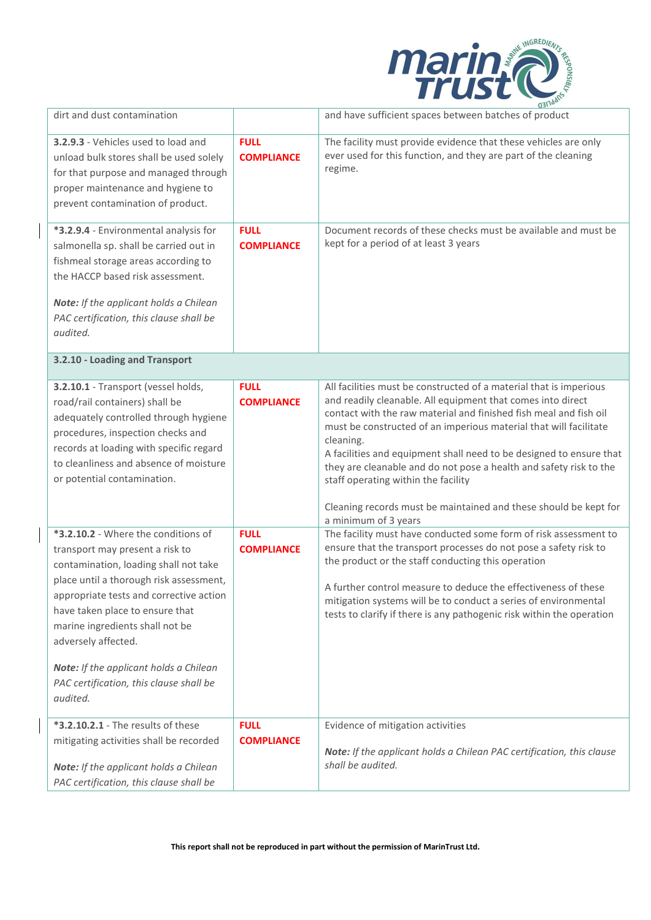| | | |
|---|---|---|
| dirt and dust contamination | | and have sufficient spaces between batches of product |
| **3.2.9.3** - Vehicles used to load and unload bulk stores shall be used solely for that purpose and managed through proper maintenance and hygiene to prevent contamination of product. | **FULL COMPLIANCE** | The facility must provide evidence that these vehicles are only ever used for this function, and they are part of the cleaning regime. |
| ***3.2.9.4** - Environmental analysis for salmonella sp. shall be carried out in fishmeal storage areas according to the HACCP based risk assessment.<br><br>***Note:*** *If the applicant holds a Chilean PAC certification, this clause shall be audited.* | **FULL COMPLIANCE** | Document records of these checks must be available and must be kept for a period of at least 3 years |
| **3.2.10 - Loading and Transport** | | |
| **3.2.10.1** - Transport (vessel holds, road/rail containers) shall be adequately controlled through hygiene procedures, inspection checks and records at loading with specific regard to cleanliness and absence of moisture or potential contamination. | **FULL COMPLIANCE** | All facilities must be constructed of a material that is imperious and readily cleanable. All equipment that comes into direct contact with the raw material and finished fish meal and fish oil must be constructed of an imperious material that will facilitate cleaning.<br>A facilities and equipment shall need to be designed to ensure that they are cleanable and do not pose a health and safety risk to the staff operating within the facility<br><br>Cleaning records must be maintained and these should be kept for a minimum of 3 years |
| ***3.2.10.2** - Where the conditions of transport may present a risk to contamination, loading shall not take place until a thorough risk assessment, appropriate tests and corrective action have taken place to ensure that marine ingredients shall not be adversely affected.<br><br>***Note:*** *If the applicant holds a Chilean PAC certification, this clause shall be audited.* | **FULL COMPLIANCE** | The facility must have conducted some form of risk assessment to ensure that the transport processes do not pose a safety risk to the product or the staff conducting this operation<br><br>A further control measure to deduce the effectiveness of these mitigation systems will be to conduct a series of environmental tests to clarify if there is any pathogenic risk within the operation |
| ***3.2.10.2.1** - The results of these mitigating activities shall be recorded<br><br>***Note:*** *If the applicant holds a Chilean PAC certification, this clause shall be* | **FULL COMPLIANCE** | Evidence of mitigation activities<br><br>***Note:*** *If the applicant holds a Chilean PAC certification, this clause shall be audited.* |

**This report shall not be reproduced in part without the permission of MarinTrust Ltd.**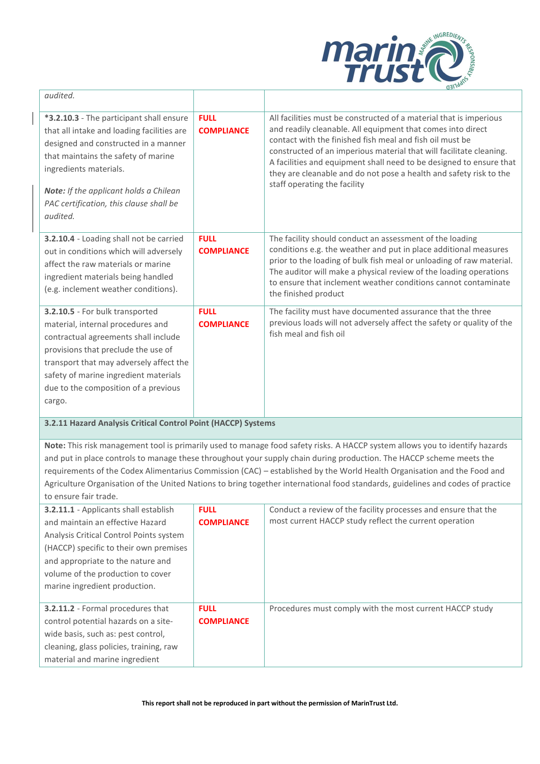| | | |
|---|---|---|
| *audited.* | | |
| ***3.2.10.3** - The participant shall ensure that all intake and loading facilities are designed and constructed in a manner that maintains the safety of marine ingredients materials.<br><br>***Note:** If the applicant holds a Chilean PAC certification, this clause shall be audited.* | **FULL COMPLIANCE** | All facilities must be constructed of a material that is imperious and readily cleanable. All equipment that comes into direct contact with the finished fish meal and fish oil must be constructed of an imperious material that will facilitate cleaning. A facilities and equipment shall need to be designed to ensure that they are cleanable and do not pose a health and safety risk to the staff operating the facility |
| **3.2.10.4** - Loading shall not be carried out in conditions which will adversely affect the raw materials or marine ingredient materials being handled (e.g. inclement weather conditions). | **FULL COMPLIANCE** | The facility should conduct an assessment of the loading conditions e.g. the weather and put in place additional measures prior to the loading of bulk fish meal or unloading of raw material. The auditor will make a physical review of the loading operations to ensure that inclement weather conditions cannot contaminate the finished product |
| **3.2.10.5** - For bulk transported material, internal procedures and contractual agreements shall include provisions that preclude the use of transport that may adversely affect the safety of marine ingredient materials due to the composition of a previous cargo. | **FULL COMPLIANCE** | The facility must have documented assurance that the three previous loads will not adversely affect the safety or quality of the fish meal and fish oil |
| **3.2.11 Hazard Analysis Critical Control Point (HACCP) Systems** | | |
| **Note:** This risk management tool is primarily used to manage food safety risks. A HACCP system allows you to identify hazards and put in place controls to manage these throughout your supply chain during production. The HACCP scheme meets the requirements of the Codex Alimentarius Commission (CAC) – established by the World Health Organisation and the Food and Agriculture Organisation of the United Nations to bring together international food standards, guidelines and codes of practice to ensure fair trade. | | |
| **3.2.11.1** - Applicants shall establish and maintain an effective Hazard Analysis Critical Control Points system (HACCP) specific to their own premises and appropriate to the nature and volume of the production to cover marine ingredient production. | **FULL COMPLIANCE** | Conduct a review of the facility processes and ensure that the most current HACCP study reflect the current operation |
| **3.2.11.2** - Formal procedures that control potential hazards on a site-wide basis, such as: pest control, cleaning, glass policies, training, raw material and marine ingredient | **FULL COMPLIANCE** | Procedures must comply with the most current HACCP study |

**This report shall not be reproduced in part without the permission of MarinTrust Ltd.**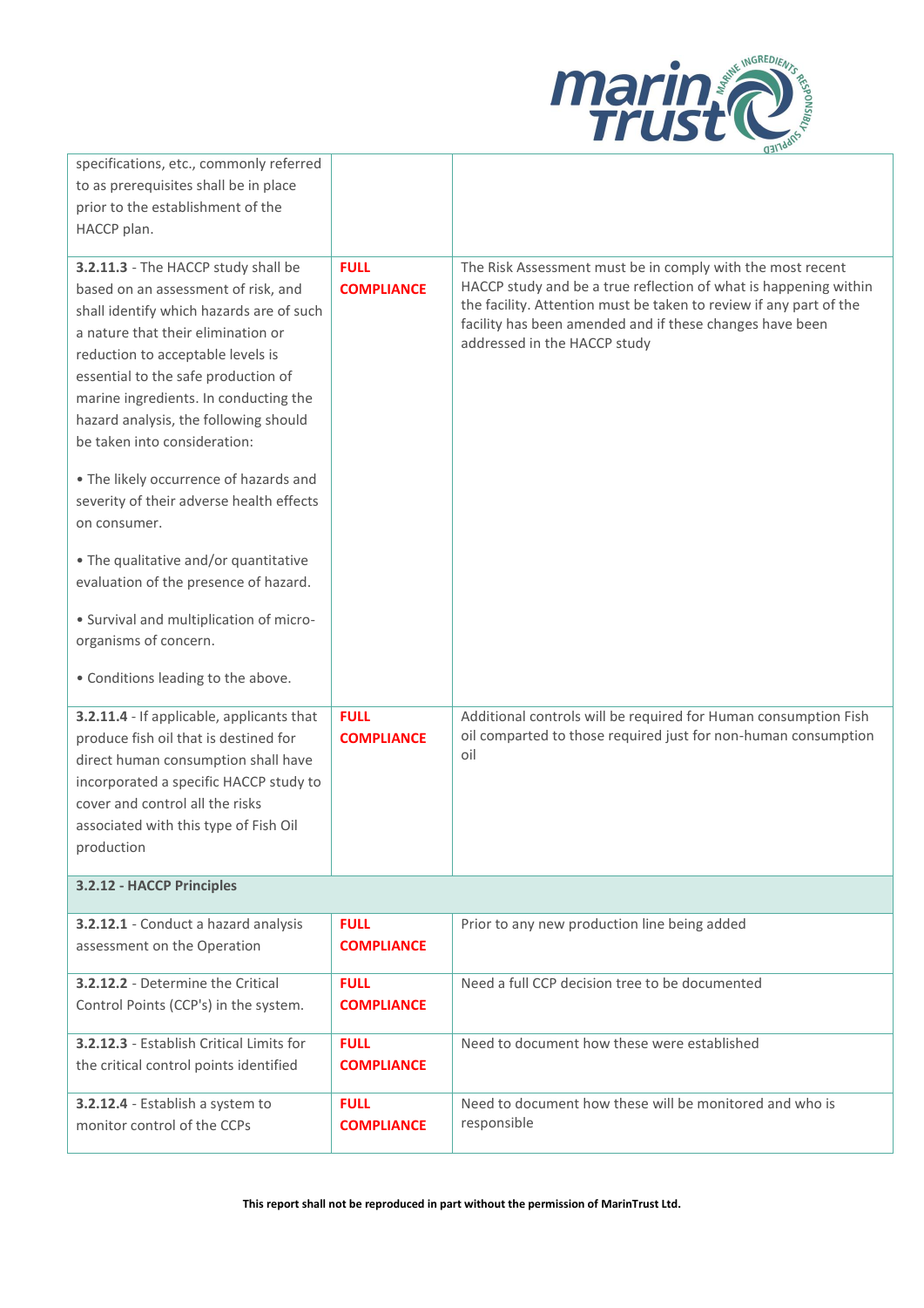| | | |
|---|---|---|
| specifications, etc., commonly referred to as prerequisites shall be in place prior to the establishment of the HACCP plan. | | |
| **3.2.11.3** - The HACCP study shall be based on an assessment of risk, and shall identify which hazards are of such a nature that their elimination or reduction to acceptable levels is essential to the safe production of marine ingredients. In conducting the hazard analysis, the following should be taken into consideration:<br><br>• The likely occurrence of hazards and severity of their adverse health effects on consumer.<br><br>• The qualitative and/or quantitative evaluation of the presence of hazard.<br><br>• Survival and multiplication of micro-organisms of concern.<br><br>• Conditions leading to the above. | **FULL COMPLIANCE** | The Risk Assessment must be in comply with the most recent HACCP study and be a true reflection of what is happening within the facility. Attention must be taken to review if any part of the facility has been amended and if these changes have been addressed in the HACCP study |
| **3.2.11.4** - If applicable, applicants that produce fish oil that is destined for direct human consumption shall have incorporated a specific HACCP study to cover and control all the risks associated with this type of Fish Oil production | **FULL COMPLIANCE** | Additional controls will be required for Human consumption Fish oil comparted to those required just for non-human consumption oil |
| **3.2.12 - HACCP Principles** | | |
| **3.2.12.1** - Conduct a hazard analysis assessment on the Operation | **FULL COMPLIANCE** | Prior to any new production line being added |
| **3.2.12.2** - Determine the Critical Control Points (CCP's) in the system. | **FULL COMPLIANCE** | Need a full CCP decision tree to be documented |
| **3.2.12.3** - Establish Critical Limits for the critical control points identified | **FULL COMPLIANCE** | Need to document how these were established |
| **3.2.12.4** - Establish a system to monitor control of the CCPs | **FULL COMPLIANCE** | Need to document how these will be monitored and who is responsible |

This report shall not be reproduced in part without the permission of MarinTrust Ltd.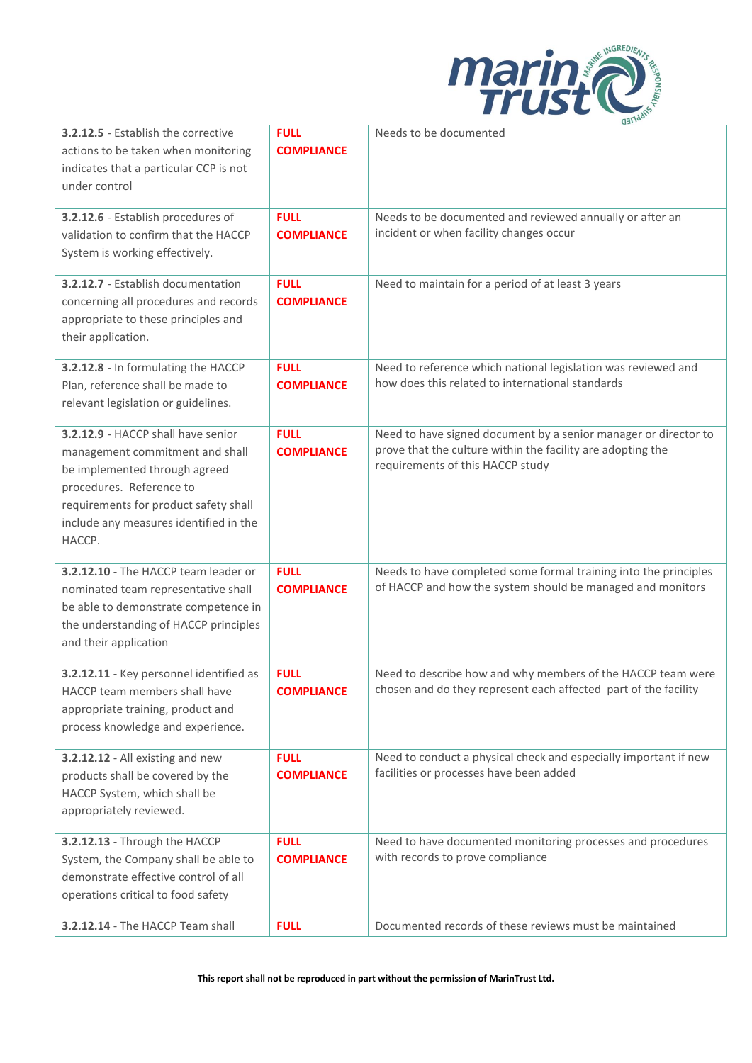| | | |
|---|---|---|
| **3.2.12.5** - Establish the corrective actions to be taken when monitoring indicates that a particular CCP is not under control | **FULL COMPLIANCE** | Needs to be documented |
| **3.2.12.6** - Establish procedures of validation to confirm that the HACCP System is working effectively. | **FULL COMPLIANCE** | Needs to be documented and reviewed annually or after an incident or when facility changes occur |
| **3.2.12.7** - Establish documentation concerning all procedures and records appropriate to these principles and their application. | **FULL COMPLIANCE** | Need to maintain for a period of at least 3 years |
| **3.2.12.8** - In formulating the HACCP Plan, reference shall be made to relevant legislation or guidelines. | **FULL COMPLIANCE** | Need to reference which national legislation was reviewed and how does this related to international standards |
| **3.2.12.9** - HACCP shall have senior management commitment and shall be implemented through agreed procedures. Reference to requirements for product safety shall include any measures identified in the HACCP. | **FULL COMPLIANCE** | Need to have signed document by a senior manager or director to prove that the culture within the facility are adopting the requirements of this HACCP study |
| **3.2.12.10** - The HACCP team leader or nominated team representative shall be able to demonstrate competence in the understanding of HACCP principles and their application | **FULL COMPLIANCE** | Needs to have completed some formal training into the principles of HACCP and how the system should be managed and monitors |
| **3.2.12.11** - Key personnel identified as HACCP team members shall have appropriate training, product and process knowledge and experience. | **FULL COMPLIANCE** | Need to describe how and why members of the HACCP team were chosen and do they represent each affected part of the facility |
| **3.2.12.12** - All existing and new products shall be covered by the HACCP System, which shall be appropriately reviewed. | **FULL COMPLIANCE** | Need to conduct a physical check and especially important if new facilities or processes have been added |
| **3.2.12.13** - Through the HACCP System, the Company shall be able to demonstrate effective control of all operations critical to food safety | **FULL COMPLIANCE** | Need to have documented monitoring processes and procedures with records to prove compliance |
| **3.2.12.14** - The HACCP Team shall | **FULL** | Documented records of these reviews must be maintained |

**This report shall not be reproduced in part without the permission of MarinTrust Ltd.**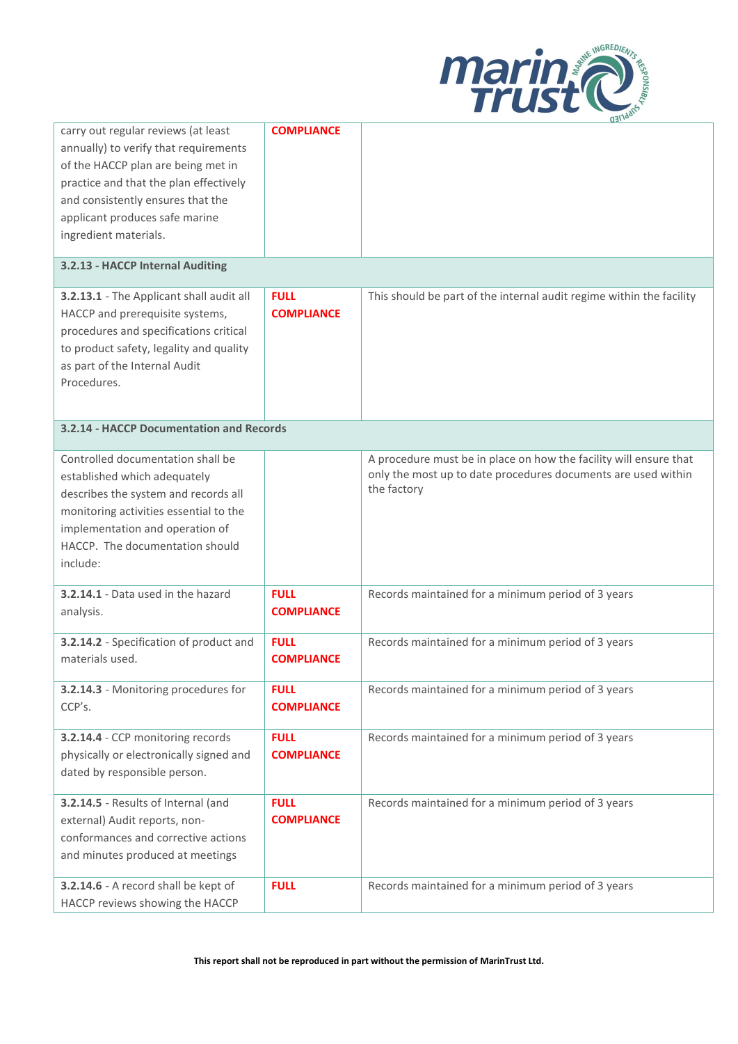| | | |
|---|---|---|
| carry out regular reviews (at least annually) to verify that requirements of the HACCP plan are being met in practice and that the plan effectively and consistently ensures that the applicant produces safe marine ingredient materials. | **COMPLIANCE** | |
| **3.2.13 - HACCP Internal Auditing** | | |
| **3.2.13.1** - The Applicant shall audit all HACCP and prerequisite systems, procedures and specifications critical to product safety, legality and quality as part of the Internal Audit Procedures. | **FULL COMPLIANCE** | This should be part of the internal audit regime within the facility |
| **3.2.14 - HACCP Documentation and Records** | | |
| Controlled documentation shall be established which adequately describes the system and records all monitoring activities essential to the implementation and operation of HACCP. The documentation should include: | | A procedure must be in place on how the facility will ensure that only the most up to date procedures documents are used within the factory |
| **3.2.14.1** - Data used in the hazard analysis. | **FULL COMPLIANCE** | Records maintained for a minimum period of 3 years |
| **3.2.14.2** - Specification of product and materials used. | **FULL COMPLIANCE** | Records maintained for a minimum period of 3 years |
| **3.2.14.3** - Monitoring procedures for CCP's. | **FULL COMPLIANCE** | Records maintained for a minimum period of 3 years |
| **3.2.14.4** - CCP monitoring records physically or electronically signed and dated by responsible person. | **FULL COMPLIANCE** | Records maintained for a minimum period of 3 years |
| **3.2.14.5** - Results of Internal (and external) Audit reports, non-conformances and corrective actions and minutes produced at meetings | **FULL COMPLIANCE** | Records maintained for a minimum period of 3 years |
| **3.2.14.6** - A record shall be kept of HACCP reviews showing the HACCP | **FULL** | Records maintained for a minimum period of 3 years |

**This report shall not be reproduced in part without the permission of MarinTrust Ltd.**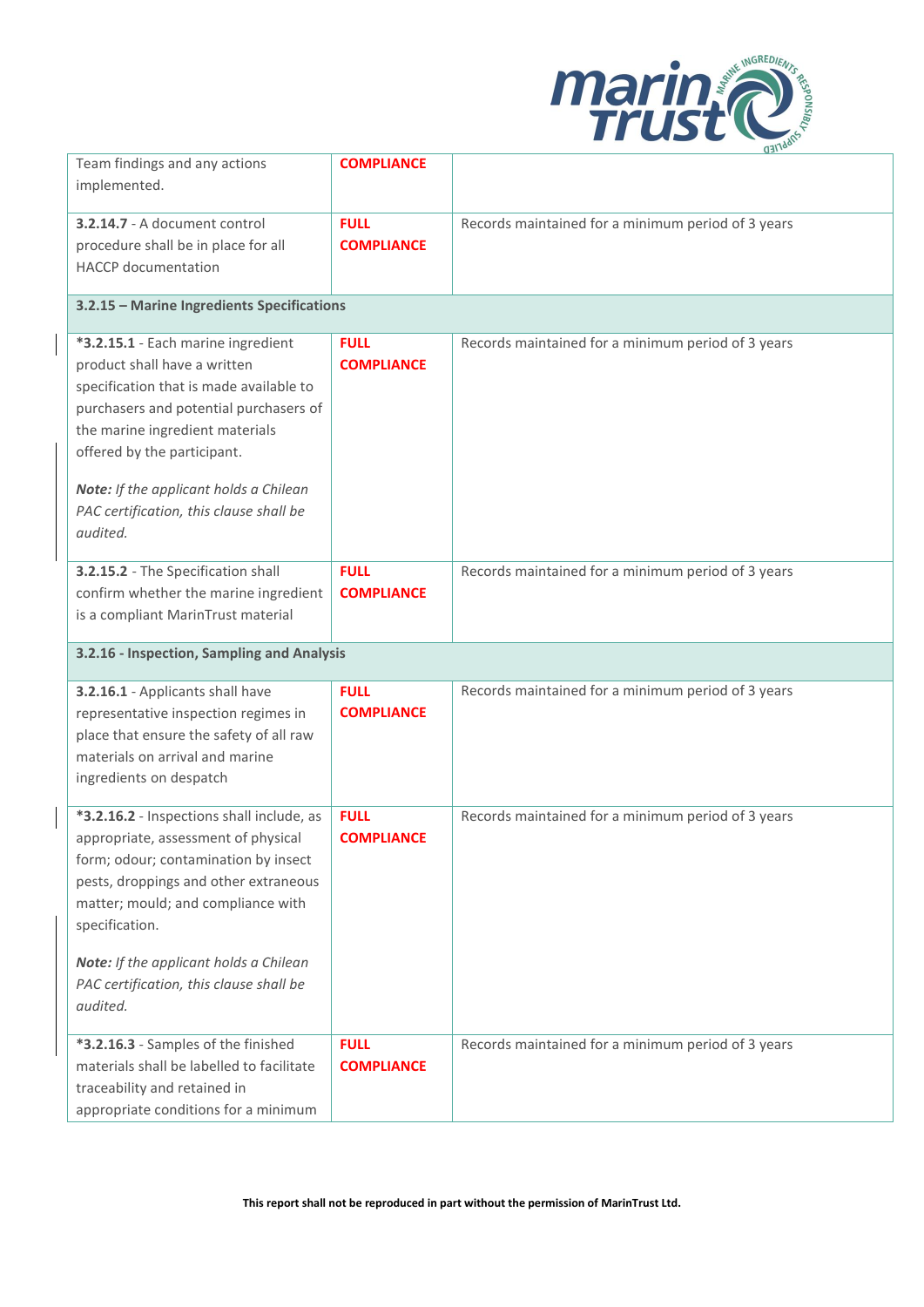| | | |
|---|---|---|
| Team findings and any actions implemented. | **COMPLIANCE** | |
| **3.2.14.7** - A document control procedure shall be in place for all HACCP documentation | **FULL COMPLIANCE** | Records maintained for a minimum period of 3 years |
| **3.2.15 – Marine Ingredients Specifications** | | |
| ***3.2.15.1** - Each marine ingredient product shall have a written specification that is made available to purchasers and potential purchasers of the marine ingredient materials offered by the participant.<br><br>***Note:** If the applicant holds a Chilean PAC certification, this clause shall be audited.* | **FULL COMPLIANCE** | Records maintained for a minimum period of 3 years |
| **3.2.15.2** - The Specification shall confirm whether the marine ingredient is a compliant MarinTrust material | **FULL COMPLIANCE** | Records maintained for a minimum period of 3 years |
| **3.2.16 - Inspection, Sampling and Analysis** | | |
| **3.2.16.1** - Applicants shall have representative inspection regimes in place that ensure the safety of all raw materials on arrival and marine ingredients on despatch | **FULL COMPLIANCE** | Records maintained for a minimum period of 3 years |
| ***3.2.16.2** - Inspections shall include, as appropriate, assessment of physical form; odour; contamination by insect pests, droppings and other extraneous matter; mould; and compliance with specification.<br><br>***Note:** If the applicant holds a Chilean PAC certification, this clause shall be audited.* | **FULL COMPLIANCE** | Records maintained for a minimum period of 3 years |
| ***3.2.16.3** - Samples of the finished materials shall be labelled to facilitate traceability and retained in appropriate conditions for a minimum | **FULL COMPLIANCE** | Records maintained for a minimum period of 3 years |

**This report shall not be reproduced in part without the permission of MarinTrust Ltd.**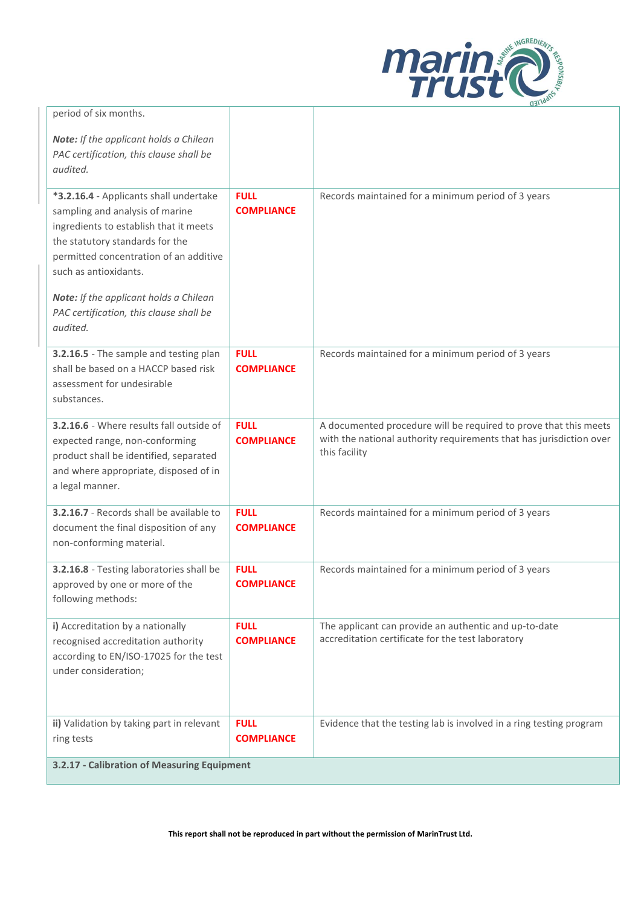| | | |
|---|---|---|
| period of six months.<br><br>***Note:*** *If the applicant holds a Chilean PAC certification, this clause shall be audited.* | | |
| ***3.2.16.4** - Applicants shall undertake sampling and analysis of marine ingredients to establish that it meets the statutory standards for the permitted concentration of an additive such as antioxidants.<br><br>***Note:*** *If the applicant holds a Chilean PAC certification, this clause shall be audited.* | **FULL COMPLIANCE** | Records maintained for a minimum period of 3 years |
| **3.2.16.5** - The sample and testing plan shall be based on a HACCP based risk assessment for undesirable substances. | **FULL COMPLIANCE** | Records maintained for a minimum period of 3 years |
| **3.2.16.6** - Where results fall outside of expected range, non-conforming product shall be identified, separated and where appropriate, disposed of in a legal manner. | **FULL COMPLIANCE** | A documented procedure will be required to prove that this meets with the national authority requirements that has jurisdiction over this facility |
| **3.2.16.7** - Records shall be available to document the final disposition of any non-conforming material. | **FULL COMPLIANCE** | Records maintained for a minimum period of 3 years |
| **3.2.16.8** - Testing laboratories shall be approved by one or more of the following methods: | **FULL COMPLIANCE** | Records maintained for a minimum period of 3 years |
| **i)** Accreditation by a nationally recognised accreditation authority according to EN/ISO-17025 for the test under consideration; | **FULL COMPLIANCE** | The applicant can provide an authentic and up-to-date accreditation certificate for the test laboratory |
| **ii)** Validation by taking part in relevant ring tests | **FULL COMPLIANCE** | Evidence that the testing lab is involved in a ring testing program |
| **3.2.17 - Calibration of Measuring Equipment** | | |

**This report shall not be reproduced in part without the permission of MarinTrust Ltd.**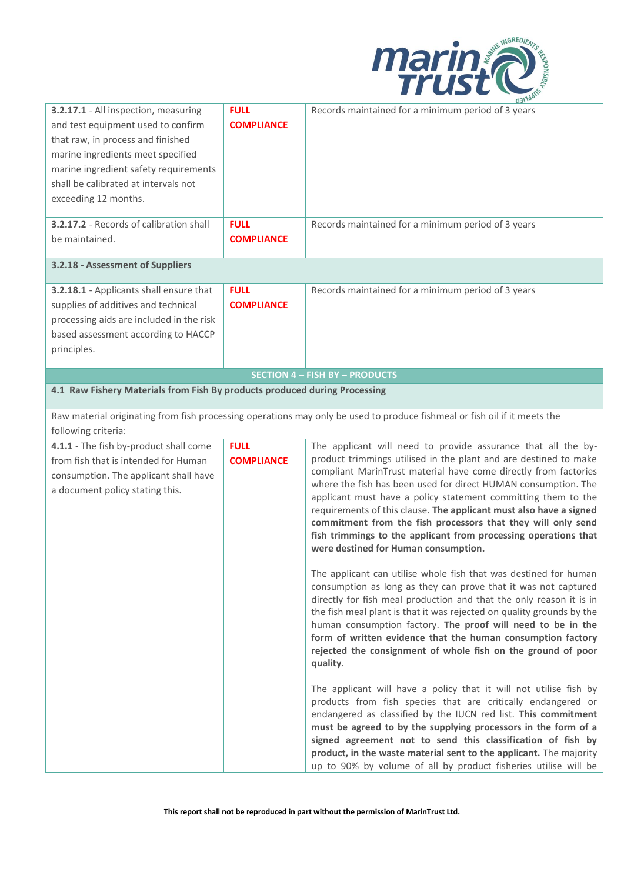| | | |
|---|---|---|
| **3.2.17.1** - All inspection, measuring and test equipment used to confirm that raw, in process and finished marine ingredients meet specified marine ingredient safety requirements shall be calibrated at intervals not exceeding 12 months. | **FULL COMPLIANCE** | Records maintained for a minimum period of 3 years |
| **3.2.17.2** - Records of calibration shall be maintained. | **FULL COMPLIANCE** | Records maintained for a minimum period of 3 years |
| **3.2.18 - Assessment of Suppliers** | | |
| **3.2.18.1** - Applicants shall ensure that supplies of additives and technical processing aids are included in the risk based assessment according to HACCP principles. | **FULL COMPLIANCE** | Records maintained for a minimum period of 3 years |
| **SECTION 4 – FISH BY – PRODUCTS** | | |
| **4.1 Raw Fishery Materials from Fish By products produced during Processing** | | |
| Raw material originating from fish processing operations may only be used to produce fishmeal or fish oil if it meets the following criteria: | | |
| **4.1.1** - The fish by-product shall come from fish that is intended for Human consumption. The applicant shall have a document policy stating this. | **FULL COMPLIANCE** | The applicant will need to provide assurance that all the by-product trimmings utilised in the plant and are destined to make compliant MarinTrust material have come directly from factories where the fish has been used for direct HUMAN consumption. The applicant must have a policy statement committing them to the requirements of this clause. **The applicant must also have a signed commitment from the fish processors that they will only send fish trimmings to the applicant from processing operations that were destined for Human consumption.**<br><br>The applicant can utilise whole fish that was destined for human consumption as long as they can prove that it was not captured directly for fish meal production and that the only reason it is in the fish meal plant is that it was rejected on quality grounds by the human consumption factory. **The proof will need to be in the form of written evidence that the human consumption factory rejected the consignment of whole fish on the ground of poor quality**.<br><br>The applicant will have a policy that it will not utilise fish by products from fish species that are critically endangered or endangered as classified by the IUCN red list. **This commitment must be agreed to by the supplying processors in the form of a signed agreement not to send this classification of fish by product, in the waste material sent to the applicant.** The majority up to 90% by volume of all by product fisheries utilise will be |

**This report shall not be reproduced in part without the permission of MarinTrust Ltd.**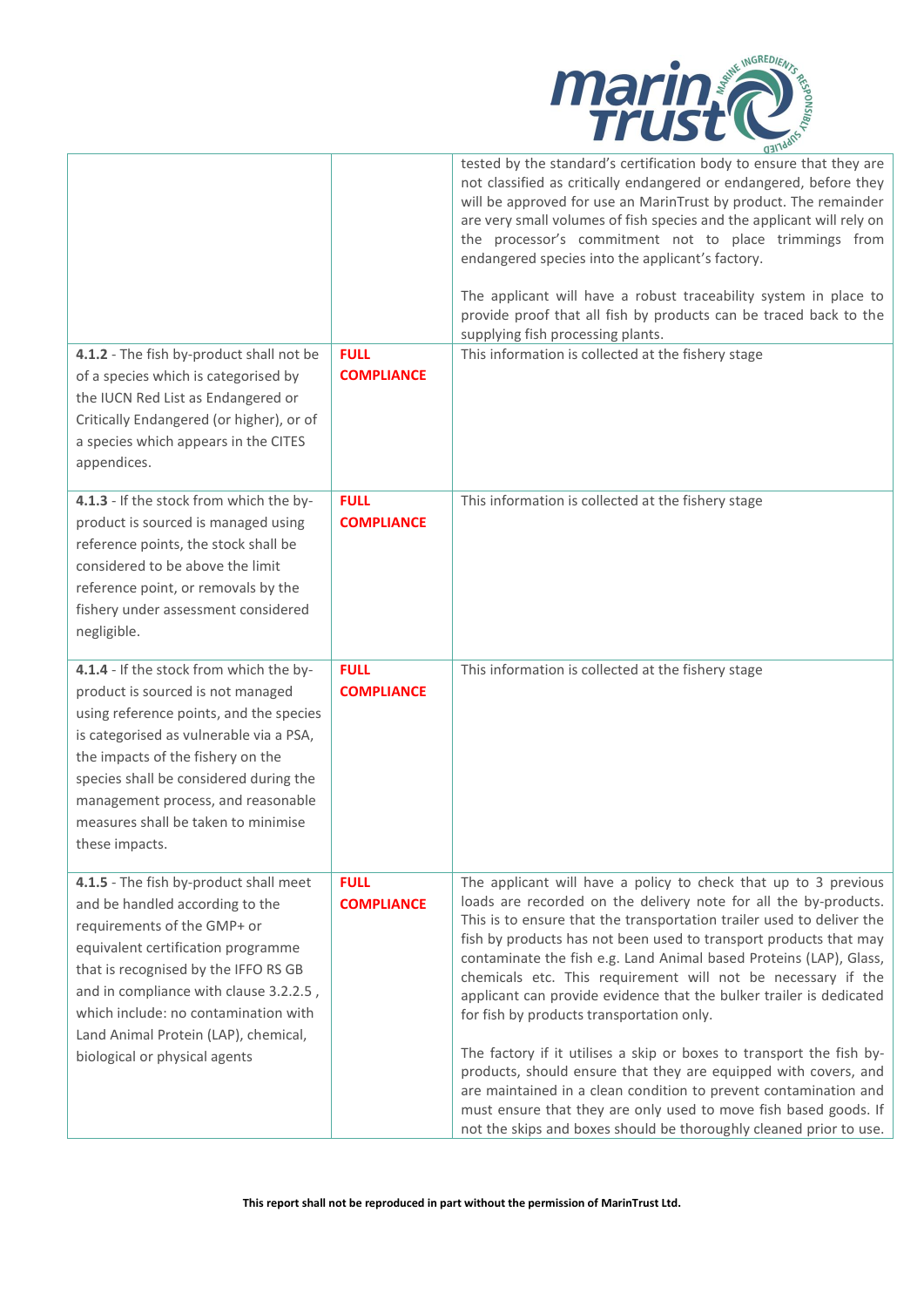| | | |
|---|---|---|
| | | tested by the standard's certification body to ensure that they are not classified as critically endangered or endangered, before they will be approved for use an MarinTrust by product. The remainder are very small volumes of fish species and the applicant will rely on the processor's commitment not to place trimmings from endangered species into the applicant's factory.<br><br>The applicant will have a robust traceability system in place to provide proof that all fish by products can be traced back to the supplying fish processing plants. |
| **4.1.2** - The fish by-product shall not be of a species which is categorised by the IUCN Red List as Endangered or Critically Endangered (or higher), or of a species which appears in the CITES appendices. | **FULL COMPLIANCE** | This information is collected at the fishery stage |
| **4.1.3** - If the stock from which the by-product is sourced is managed using reference points, the stock shall be considered to be above the limit reference point, or removals by the fishery under assessment considered negligible. | **FULL COMPLIANCE** | This information is collected at the fishery stage |
| **4.1.4** - If the stock from which the by-product is sourced is not managed using reference points, and the species is categorised as vulnerable via a PSA, the impacts of the fishery on the species shall be considered during the management process, and reasonable measures shall be taken to minimise these impacts. | **FULL COMPLIANCE** | This information is collected at the fishery stage |
| **4.1.5** - The fish by-product shall meet and be handled according to the requirements of the GMP+ or equivalent certification programme that is recognised by the IFFO RS GB and in compliance with clause 3.2.2.5 , which include: no contamination with Land Animal Protein (LAP), chemical, biological or physical agents | **FULL COMPLIANCE** | The applicant will have a policy to check that up to 3 previous loads are recorded on the delivery note for all the by-products. This is to ensure that the transportation trailer used to deliver the fish by products has not been used to transport products that may contaminate the fish e.g. Land Animal based Proteins (LAP), Glass, chemicals etc. This requirement will not be necessary if the applicant can provide evidence that the bulker trailer is dedicated for fish by products transportation only.<br><br>The factory if it utilises a skip or boxes to transport the fish by-products, should ensure that they are equipped with covers, and are maintained in a clean condition to prevent contamination and must ensure that they are only used to move fish based goods. If not the skips and boxes should be thoroughly cleaned prior to use. |

**This report shall not be reproduced in part without the permission of MarinTrust Ltd.**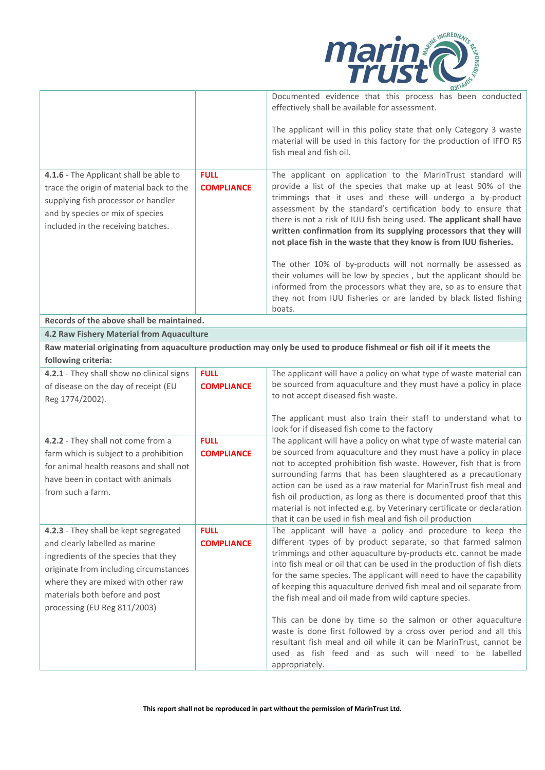| | | |
|---|---|---|
| | | Documented evidence that this process has been conducted effectively shall be available for assessment.<br><br>The applicant will in this policy state that only Category 3 waste material will be used in this factory for the production of IFFO RS fish meal and fish oil. |
| **4.1.6** - The Applicant shall be able to trace the origin of material back to the supplying fish processor or handler and by species or mix of species included in the receiving batches. | **FULL COMPLIANCE** | The applicant on application to the MarinTrust standard will provide a list of the species that make up at least 90% of the trimmings that it uses and these will undergo a by-product assessment by the standard's certification body to ensure that there is not a risk of IUU fish being used. **The applicant shall have written confirmation from its supplying processors that they will not place fish in the waste that they know is from IUU fisheries.**<br><br>The other 10% of by-products will not normally be assessed as their volumes will be low by species , but the applicant should be informed from the processors what they are, so as to ensure that they not from IUU fisheries or are landed by black listed fishing boats. |
| **Records of the above shall be maintained.** | | |
| **4.2 Raw Fishery Material from Aquaculture** | | |
| **Raw material originating from aquaculture production may only be used to produce fishmeal or fish oil if it meets the following criteria:** | | |
| **4.2.1** - They shall show no clinical signs of disease on the day of receipt (EU Reg 1774/2002). | **FULL COMPLIANCE** | The applicant will have a policy on what type of waste material can be sourced from aquaculture and they must have a policy in place to not accept diseased fish waste.<br><br>The applicant must also train their staff to understand what to look for if diseased fish come to the factory |
| **4.2.2** - They shall not come from a farm which is subject to a prohibition for animal health reasons and shall not have been in contact with animals from such a farm. | **FULL COMPLIANCE** | The applicant will have a policy on what type of waste material can be sourced from aquaculture and they must have a policy in place not to accepted prohibition fish waste. However, fish that is from surrounding farms that has been slaughtered as a precautionary action can be used as a raw material for MarinTrust fish meal and fish oil production, as long as there is documented proof that this material is not infected e.g. by Veterinary certificate or declaration that it can be used in fish meal and fish oil production |
| **4.2.3** - They shall be kept segregated and clearly labelled as marine ingredients of the species that they originate from including circumstances where they are mixed with other raw materials both before and post processing (EU Reg 811/2003) | **FULL COMPLIANCE** | The applicant will have a policy and procedure to keep the different types of by product separate, so that farmed salmon trimmings and other aquaculture by-products etc. cannot be made into fish meal or oil that can be used in the production of fish diets for the same species. The applicant will need to have the capability of keeping this aquaculture derived fish meal and oil separate from the fish meal and oil made from wild capture species.<br><br>This can be done by time so the salmon or other aquaculture waste is done first followed by a cross over period and all this resultant fish meal and oil while it can be MarinTrust, cannot be used as fish feed and as such will need to be labelled appropriately. |

**This report shall not be reproduced in part without the permission of MarinTrust Ltd.**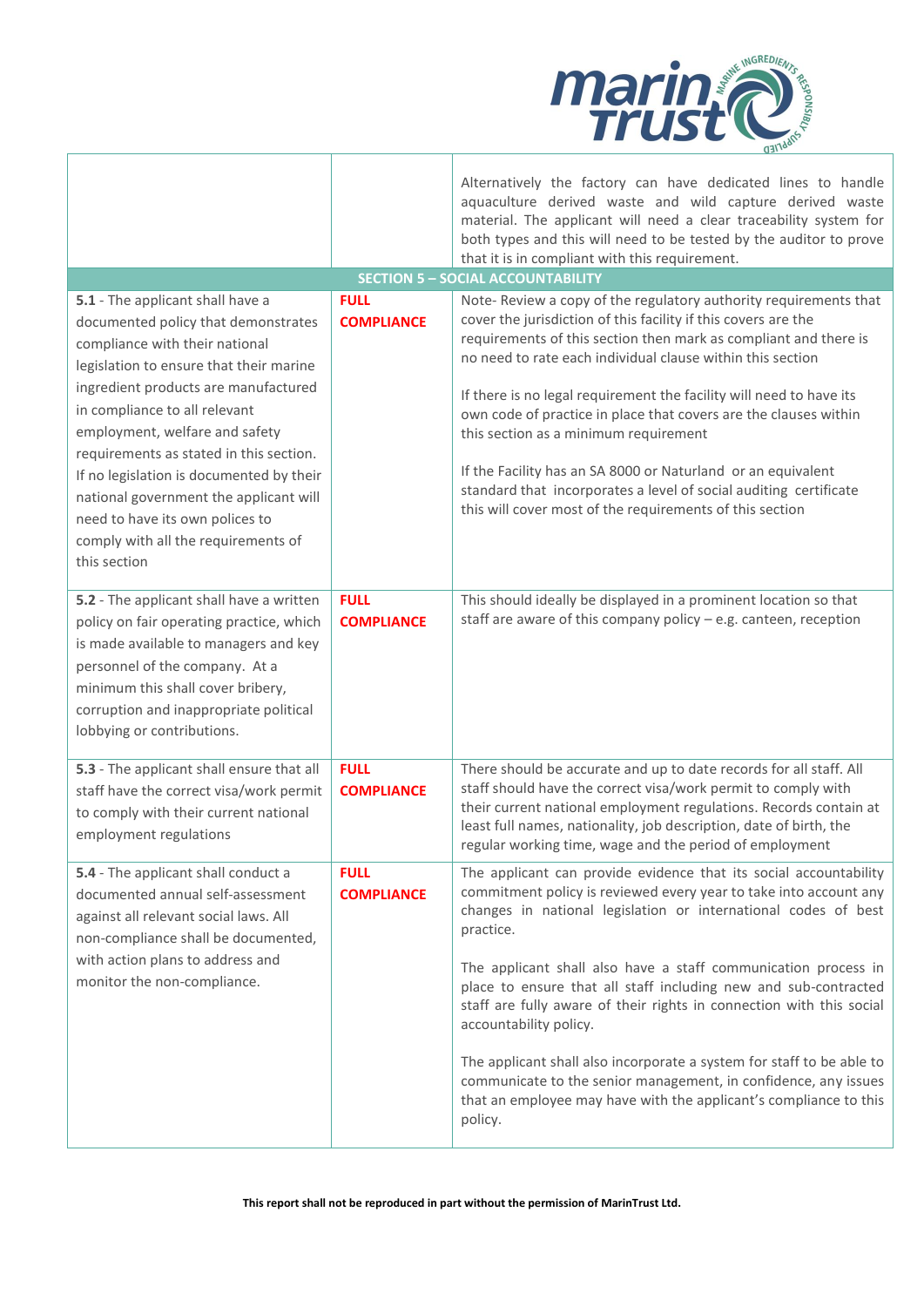| | | |
|---|---|---|
| | | Alternatively the factory can have dedicated lines to handle aquaculture derived waste and wild capture derived waste material. The applicant will need a clear traceability system for both types and this will need to be tested by the auditor to prove that it is in compliant with this requirement. |
| **SECTION 5 – SOCIAL ACCOUNTABILITY** | | |
| **5.1** - The applicant shall have a documented policy that demonstrates compliance with their national legislation to ensure that their marine ingredient products are manufactured in compliance to all relevant employment, welfare and safety requirements as stated in this section. If no legislation is documented by their national government the applicant will need to have its own polices to comply with all the requirements of this section | **FULL COMPLIANCE** | Note- Review a copy of the regulatory authority requirements that cover the jurisdiction of this facility if this covers are the requirements of this section then mark as compliant and there is no need to rate each individual clause within this section<br><br>If there is no legal requirement the facility will need to have its own code of practice in place that covers are the clauses within this section as a minimum requirement<br><br>If the Facility has an SA 8000 or Naturland or an equivalent standard that incorporates a level of social auditing certificate this will cover most of the requirements of this section |
| **5.2** - The applicant shall have a written policy on fair operating practice, which is made available to managers and key personnel of the company. At a minimum this shall cover bribery, corruption and inappropriate political lobbying or contributions. | **FULL COMPLIANCE** | This should ideally be displayed in a prominent location so that staff are aware of this company policy – e.g. canteen, reception |
| **5.3** - The applicant shall ensure that all staff have the correct visa/work permit to comply with their current national employment regulations | **FULL COMPLIANCE** | There should be accurate and up to date records for all staff. All staff should have the correct visa/work permit to comply with their current national employment regulations. Records contain at least full names, nationality, job description, date of birth, the regular working time, wage and the period of employment |
| **5.4** - The applicant shall conduct a documented annual self-assessment against all relevant social laws. All non-compliance shall be documented, with action plans to address and monitor the non-compliance. | **FULL COMPLIANCE** | The applicant can provide evidence that its social accountability commitment policy is reviewed every year to take into account any changes in national legislation or international codes of best practice.<br><br>The applicant shall also have a staff communication process in place to ensure that all staff including new and sub-contracted staff are fully aware of their rights in connection with this social accountability policy.<br><br>The applicant shall also incorporate a system for staff to be able to communicate to the senior management, in confidence, any issues that an employee may have with the applicant's compliance to this policy. |

**This report shall not be reproduced in part without the permission of MarinTrust Ltd.**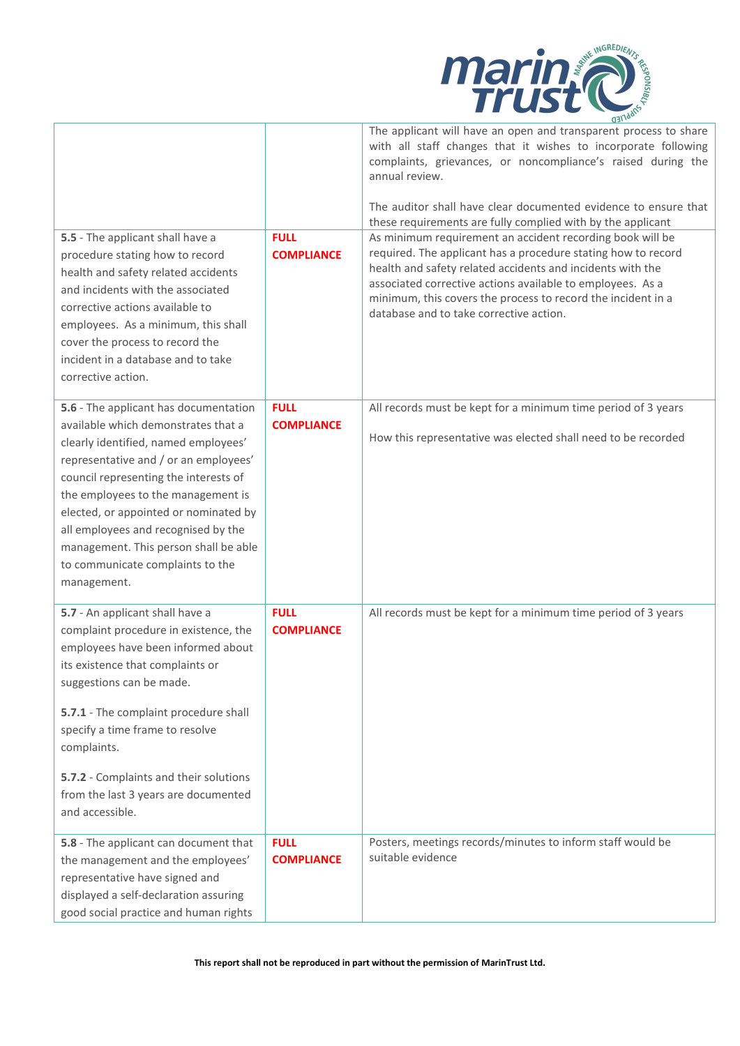| | | |
|---|---|---|
| | | The applicant will have an open and transparent process to share with all staff changes that it wishes to incorporate following complaints, grievances, or noncompliance's raised during the annual review.<br><br>The auditor shall have clear documented evidence to ensure that these requirements are fully complied with by the applicant |
| **5.5** - The applicant shall have a procedure stating how to record health and safety related accidents and incidents with the associated corrective actions available to employees. As a minimum, this shall cover the process to record the incident in a database and to take corrective action. | **FULL COMPLIANCE** | As minimum requirement an accident recording book will be required. The applicant has a procedure stating how to record health and safety related accidents and incidents with the associated corrective actions available to employees. As a minimum, this covers the process to record the incident in a database and to take corrective action. |
| **5.6** - The applicant has documentation available which demonstrates that a clearly identified, named employees' representative and / or an employees' council representing the interests of the employees to the management is elected, or appointed or nominated by all employees and recognised by the management. This person shall be able to communicate complaints to the management. | **FULL COMPLIANCE** | All records must be kept for a minimum time period of 3 years<br><br>How this representative was elected shall need to be recorded |
| **5.7** - An applicant shall have a complaint procedure in existence, the employees have been informed about its existence that complaints or suggestions can be made.<br><br>**5.7.1** - The complaint procedure shall specify a time frame to resolve complaints.<br><br>**5.7.2** - Complaints and their solutions from the last 3 years are documented and accessible. | **FULL COMPLIANCE** | All records must be kept for a minimum time period of 3 years |
| **5.8** - The applicant can document that the management and the employees' representative have signed and displayed a self-declaration assuring good social practice and human rights | **FULL COMPLIANCE** | Posters, meetings records/minutes to inform staff would be suitable evidence |

**This report shall not be reproduced in part without the permission of MarinTrust Ltd.**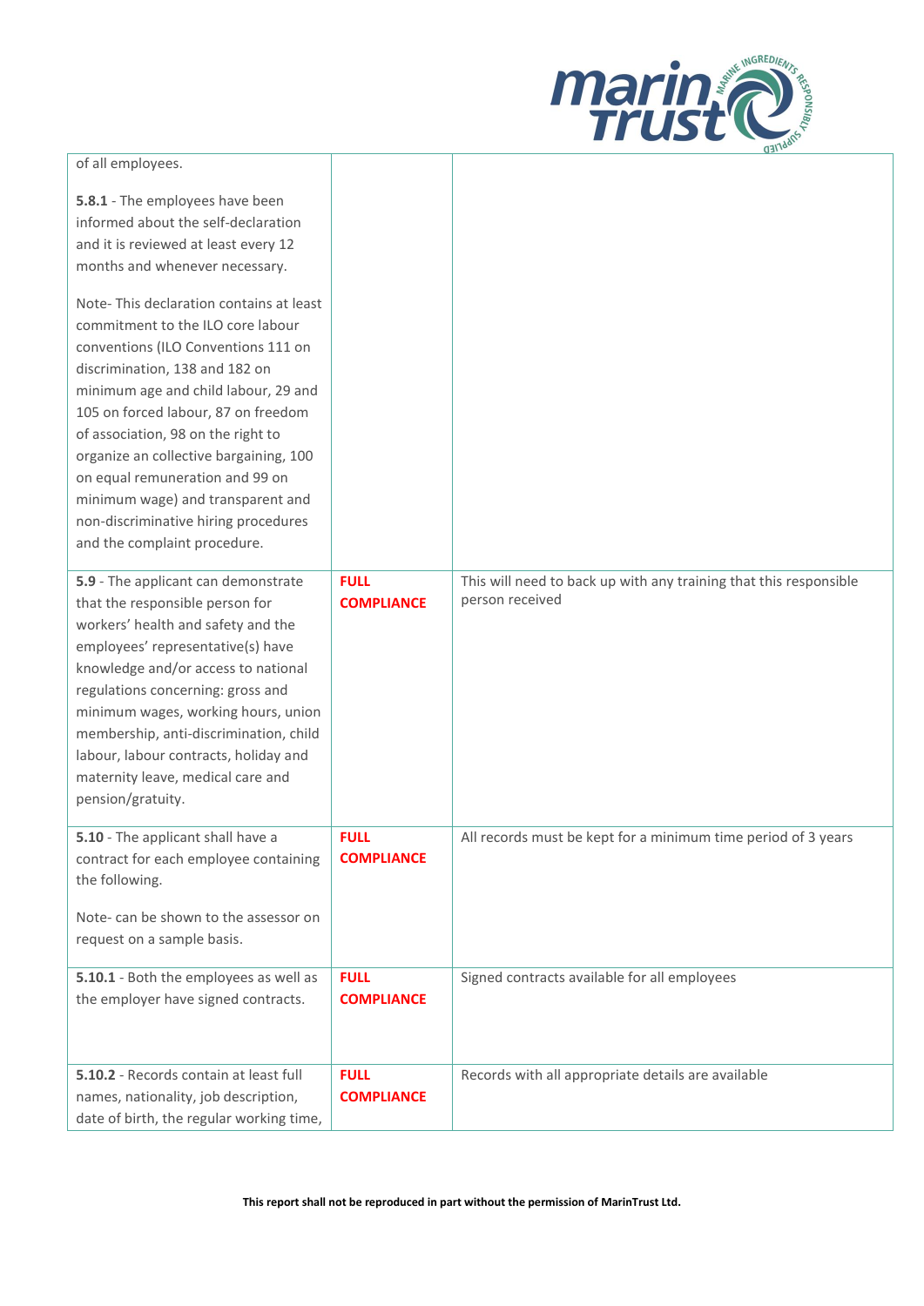| | | |
|---|---|---|
| of all employees.<br><br>**5.8.1** - The employees have been informed about the self-declaration and it is reviewed at least every 12 months and whenever necessary.<br><br>Note- This declaration contains at least commitment to the ILO core labour conventions (ILO Conventions 111 on discrimination, 138 and 182 on minimum age and child labour, 29 and 105 on forced labour, 87 on freedom of association, 98 on the right to organize an collective bargaining, 100 on equal remuneration and 99 on minimum wage) and transparent and non-discriminative hiring procedures and the complaint procedure. | | |
| **5.9** - The applicant can demonstrate that the responsible person for workers' health and safety and the employees' representative(s) have knowledge and/or access to national regulations concerning: gross and minimum wages, working hours, union membership, anti-discrimination, child labour, labour contracts, holiday and maternity leave, medical care and pension/gratuity. | **FULL COMPLIANCE** | This will need to back up with any training that this responsible person received |
| **5.10** - The applicant shall have a contract for each employee containing the following.<br><br>Note- can be shown to the assessor on request on a sample basis. | **FULL COMPLIANCE** | All records must be kept for a minimum time period of 3 years |
| **5.10.1** - Both the employees as well as the employer have signed contracts. | **FULL COMPLIANCE** | Signed contracts available for all employees |
| **5.10.2** - Records contain at least full names, nationality, job description, date of birth, the regular working time, | **FULL COMPLIANCE** | Records with all appropriate details are available |

**This report shall not be reproduced in part without the permission of MarinTrust Ltd.**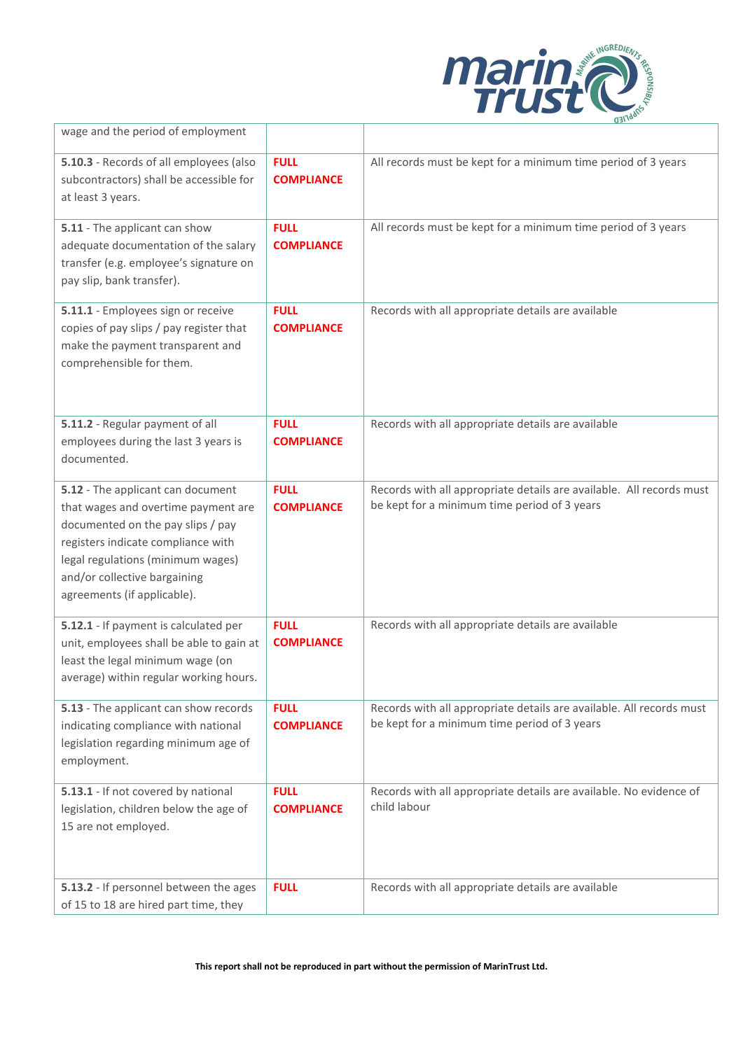| | | |
|---|---|---|
| wage and the period of employment | | |
| **5.10.3** - Records of all employees (also subcontractors) shall be accessible for at least 3 years. | **FULL COMPLIANCE** | All records must be kept for a minimum time period of 3 years |
| **5.11** - The applicant can show adequate documentation of the salary transfer (e.g. employee's signature on pay slip, bank transfer). | **FULL COMPLIANCE** | All records must be kept for a minimum time period of 3 years |
| **5.11.1** - Employees sign or receive copies of pay slips / pay register that make the payment transparent and comprehensible for them. | **FULL COMPLIANCE** | Records with all appropriate details are available |
| **5.11.2** - Regular payment of all employees during the last 3 years is documented. | **FULL COMPLIANCE** | Records with all appropriate details are available |
| **5.12** - The applicant can document that wages and overtime payment are documented on the pay slips / pay registers indicate compliance with legal regulations (minimum wages) and/or collective bargaining agreements (if applicable). | **FULL COMPLIANCE** | Records with all appropriate details are available. All records must be kept for a minimum time period of 3 years |
| **5.12.1** - If payment is calculated per unit, employees shall be able to gain at least the legal minimum wage (on average) within regular working hours. | **FULL COMPLIANCE** | Records with all appropriate details are available |
| **5.13** - The applicant can show records indicating compliance with national legislation regarding minimum age of employment. | **FULL COMPLIANCE** | Records with all appropriate details are available. All records must be kept for a minimum time period of 3 years |
| **5.13.1** - If not covered by national legislation, children below the age of 15 are not employed. | **FULL COMPLIANCE** | Records with all appropriate details are available. No evidence of child labour |
| **5.13.2** - If personnel between the ages of 15 to 18 are hired part time, they | **FULL** | Records with all appropriate details are available |

**This report shall not be reproduced in part without the permission of MarinTrust Ltd.**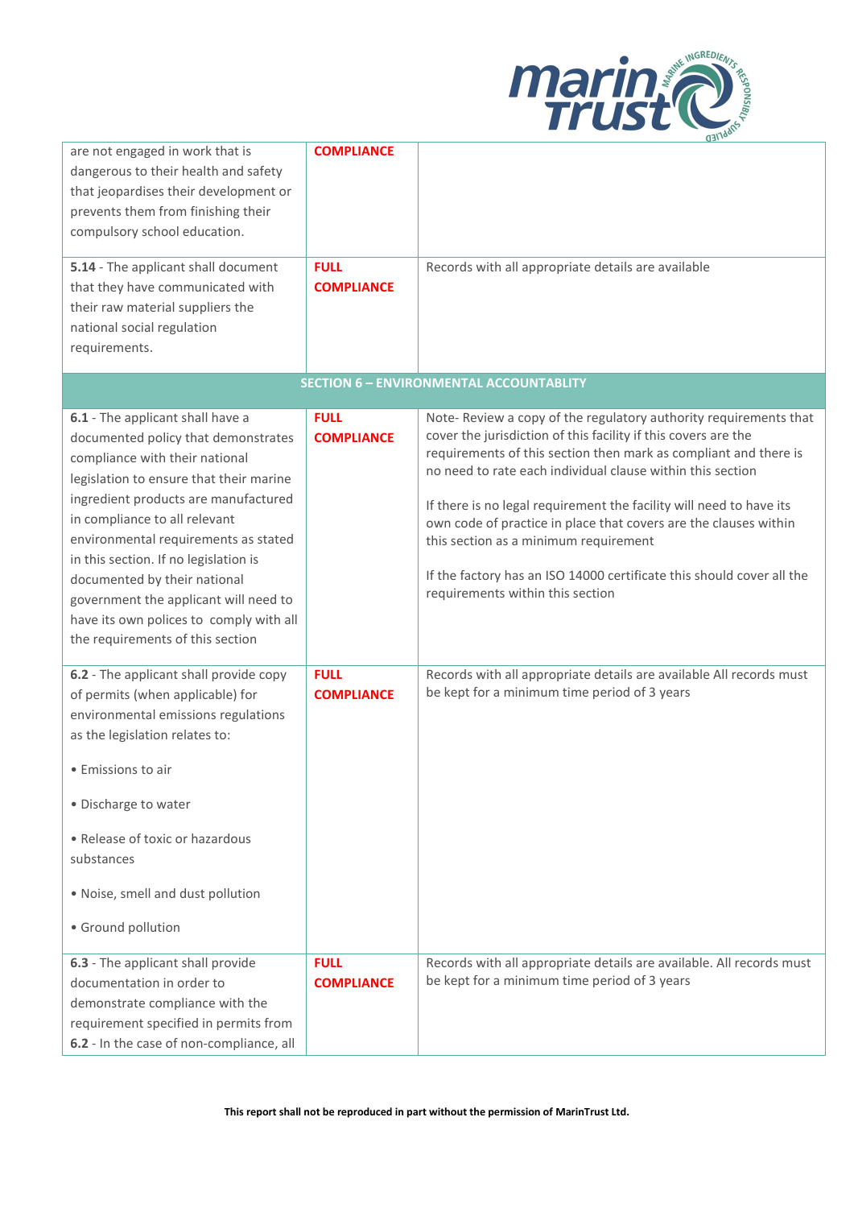| | | |
|---|---|---|
| are not engaged in work that is dangerous to their health and safety that jeopardises their development or prevents them from finishing their compulsory school education. | **COMPLIANCE** | |
| **5.14** - The applicant shall document that they have communicated with their raw material suppliers the national social regulation requirements. | **FULL COMPLIANCE** | Records with all appropriate details are available |
| **SECTION 6 – ENVIRONMENTAL ACCOUNTABLITY** | | |
| **6.1** - The applicant shall have a documented policy that demonstrates compliance with their national legislation to ensure that their marine ingredient products are manufactured in compliance to all relevant environmental requirements as stated in this section. If no legislation is documented by their national government the applicant will need to have its own polices to comply with all the requirements of this section | **FULL COMPLIANCE** | Note- Review a copy of the regulatory authority requirements that cover the jurisdiction of this facility if this covers are the requirements of this section then mark as compliant and there is no need to rate each individual clause within this section<br><br>If there is no legal requirement the facility will need to have its own code of practice in place that covers are the clauses within this section as a minimum requirement<br><br>If the factory has an ISO 14000 certificate this should cover all the requirements within this section |
| **6.2** - The applicant shall provide copy of permits (when applicable) for environmental emissions regulations as the legislation relates to:<br><br>• Emissions to air<br><br>• Discharge to water<br><br>• Release of toxic or hazardous substances<br><br>• Noise, smell and dust pollution<br><br>• Ground pollution | **FULL COMPLIANCE** | Records with all appropriate details are available All records must be kept for a minimum time period of 3 years |
| **6.3** - The applicant shall provide documentation in order to demonstrate compliance with the requirement specified in permits from **6.2** - In the case of non-compliance, all | **FULL COMPLIANCE** | Records with all appropriate details are available. All records must be kept for a minimum time period of 3 years |

**This report shall not be reproduced in part without the permission of MarinTrust Ltd.**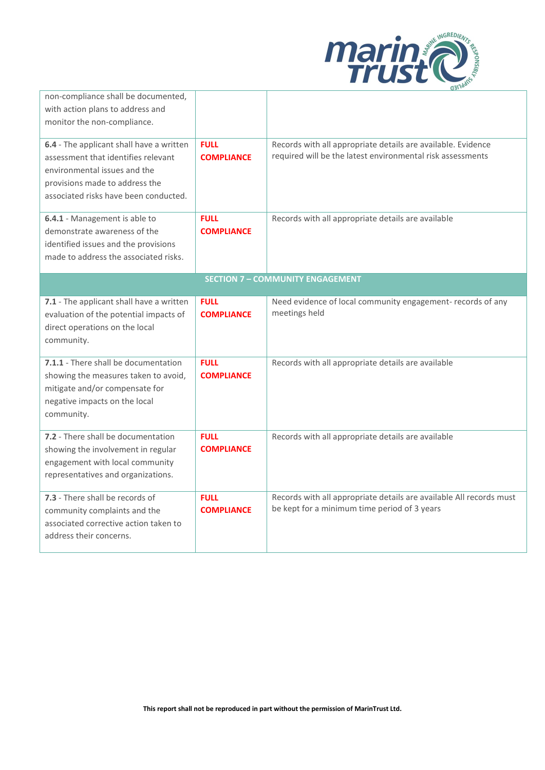| | | |
|---|---|---|
| non-compliance shall be documented, with action plans to address and monitor the non-compliance. | | |
| **6.4** - The applicant shall have a written assessment that identifies relevant environmental issues and the provisions made to address the associated risks have been conducted. | **FULL COMPLIANCE** | Records with all appropriate details are available. Evidence required will be the latest environmental risk assessments |
| **6.4.1** - Management is able to demonstrate awareness of the identified issues and the provisions made to address the associated risks. | **FULL COMPLIANCE** | Records with all appropriate details are available |
| **SECTION 7 – COMMUNITY ENGAGEMENT** | | |
| **7.1** - The applicant shall have a written evaluation of the potential impacts of direct operations on the local community. | **FULL COMPLIANCE** | Need evidence of local community engagement- records of any meetings held |
| **7.1.1** - There shall be documentation showing the measures taken to avoid, mitigate and/or compensate for negative impacts on the local community. | **FULL COMPLIANCE** | Records with all appropriate details are available |
| **7.2** - There shall be documentation showing the involvement in regular engagement with local community representatives and organizations. | **FULL COMPLIANCE** | Records with all appropriate details are available |
| **7.3** - There shall be records of community complaints and the associated corrective action taken to address their concerns. | **FULL COMPLIANCE** | Records with all appropriate details are available All records must be kept for a minimum time period of 3 years |

**This report shall not be reproduced in part without the permission of MarinTrust Ltd.**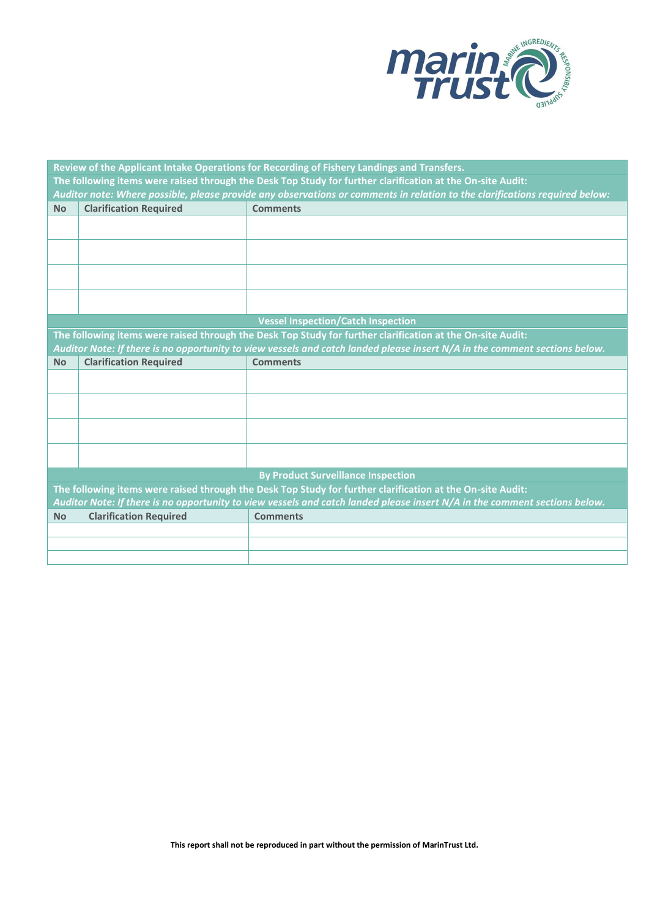| Review of the Applicant Intake Operations for Recording of Fishery Landings and Transfers. | | |
|---|---|---|
| **The following items were raised through the Desk Top Study for further clarification at the On-site Audit:** *Auditor note: Where possible, please provide any observations or comments in relation to the clarifications required below:* | | |
| **No** | **Clarification Required** | **Comments** |
| | | |
| | | |
| | | |
| | | |

| Vessel Inspection/Catch Inspection | | |
|---|---|---|
| **The following items were raised through the Desk Top Study for further clarification at the On-site Audit:** *Auditor Note: If there is no opportunity to view vessels and catch landed please insert N/A in the comment sections below.* | | |
| **No** | **Clarification Required** | **Comments** |
| | | |
| | | |
| | | |
| | | |

| By Product Surveillance Inspection | |
|---|---|
| **The following items were raised through the Desk Top Study for further clarification at the On-site Audit:** *Auditor Note: If there is no opportunity to view vessels and catch landed please insert N/A in the comment sections below.* | |
| **No Clarification Required** | **Comments** |
| | |
| | |
| | |

This report shall not be reproduced in part without the permission of MarinTrust Ltd.